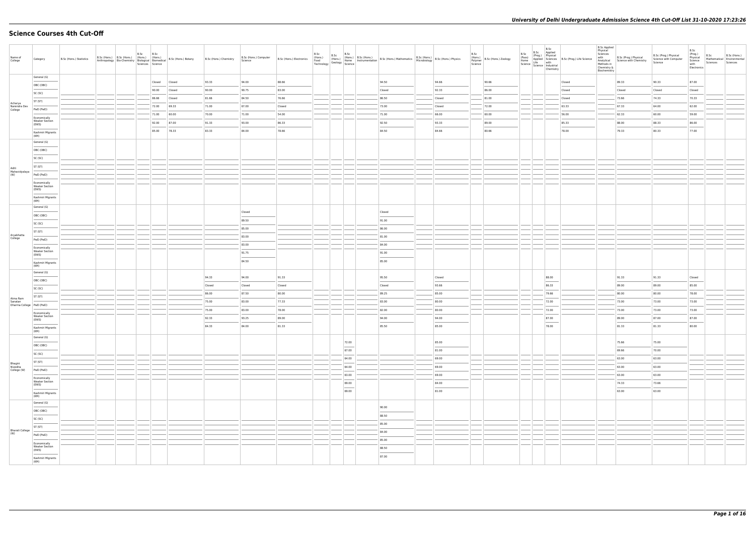# Science Courses 4th Cut-Off

| Name of College | Category | B.Sc (Hons.) Statistics | B.Sc (Hons.) Anthropology | B.Sc (Hons.) Bio-Chemistry | B.Sc (Hons.) Biological Sciences | B.Sc (Hons.) Biomedical Science | B.Sc (Hons.) Botany | B.Sc (Hons.) Chemistry | B.Sc (Hons.) Computer Science | B.Sc (Hons.) Electronics | B.Sc (Hons.) Food Technology | B.Sc (Hons.) Geology | B.Sc (Hons.) Home Science | B.Sc (Hons.) Instrumentation | B.Sc (Hons.) Mathematics | B.Sc (Hons.) Microbiology | B.Sc (Hons.) Physics | B.Sc (Hons.) Polymer Science | B.Sc (Hons.) Zoology | B.Sc (Pass) Home Science | B.Sc (Prog.) Applied Life Science | B.Sc Applied Physical Sciences with Industrial Chemistry | B.Sc (Prog.) Life Science | B.Sc Applied Physical Sciences with Analytical Methods in Chemistry & Biochemistry | B.Sc (Prog.) Physical Science with Chemistry | B.Sc (Prog.) Physical Science with Computer Science | B.Sc (Prog.) Physical Science with Electronics | B.Sc Mathematical Sciences | B.Sc (Hons.) Environmental Sciences |
|---|---|---|---|---|---|---|---|---|---|---|---|---|---|---|---|---|---|---|---|---|---|---|---|---|---|---|---|---|---|
| Acharya Narendra Dev College | General (G) | | | | | Closed | Closed | 93.33 | 94.00 | 88.66 | | | | | 94.50 | | 94.66 | | 90.66 | | | | Closed | | 89.33 | 90.33 | 87.00 | | |
| | OBC (OBC) | | | | | 90.00 | Closed | 90.00 | 90.75 | 83.00 | | | | | Closed | | 92.33 | | 86.00 | | | | Closed | | Closed | Closed | Closed | | |
| | SC (SC) | | | | | 86.66 | Closed | 81.66 | 84.50 | 76.66 | | | | | 86.50 | | Closed | | 81.00 | | | | Closed | | 73.66 | 74.33 | 70.33 | | |
| | ST (ST) | | | | | 72.00 | 69.33 | 71.00 | 67.00 | Closed | | | | | 73.00 | | Closed | | 72.00 | | | | 63.33 | | 67.33 | 64.00 | 62.00 | | |
| | PwD (PwD) | | | | | 71.00 | 60.00 | 70.00 | 71.00 | 54.00 | | | | | 71.00 | | 66.00 | | 60.00 | | | | 56.00 | | 62.33 | 60.00 | 59.00 | | |
| | Economically Weaker Section (EWS) | | | | | 92.00 | 87.00 | 91.33 | 93.00 | 86.33 | | | | | 92.50 | | 93.33 | | 89.00 | | | | 85.33 | | 88.00 | 88.33 | 86.00 | | |
| | Kashmiri Migrants (KM) | | | | | 85.00 | 78.33 | 83.33 | 84.00 | 78.66 | | | | | 84.50 | | 84.66 | | 80.66 | | | | 78.00 | | 79.33 | 80.33 | 77.00 | | |
| Aditi Mahavidyalaya (W) | General (G) | | | | | | | | | | | | | | | | | | | | | | | | | | | | |
| | OBC (OBC) | | | | | | | | | | | | | | | | | | | | | | | | | | | | |
| | SC (SC) | | | | | | | | | | | | | | | | | | | | | | | | | | | | |
| | ST (ST) | | | | | | | | | | | | | | | | | | | | | | | | | | | | |
| | PwD (PwD) | | | | | | | | | | | | | | | | | | | | | | | | | | | | |
| | Economically Weaker Section (EWS) | | | | | | | | | | | | | | | | | | | | | | | | | | | | |
| | Kashmiri Migrants (KM) | | | | | | | | | | | | | | | | | | | | | | | | | | | | |
| Aryabhatta College | General (G) | | | | | | | | Closed | | | | | | Closed | | | | | | | | | | | | | | |
| | OBC (OBC) | | | | | | | | 89.50 | | | | | | 91.00 | | | | | | | | | | | | | | |
| | SC (SC) | | | | | | | | 85.00 | | | | | | 86.00 | | | | | | | | | | | | | | |
| | ST (ST) | | | | | | | | 83.00 | | | | | | 81.00 | | | | | | | | | | | | | | |
| | PwD (PwD) | | | | | | | | 83.00 | | | | | | 84.00 | | | | | | | | | | | | | | |
| | Economically Weaker Section (EWS) | | | | | | | | 91.75 | | | | | | 91.00 | | | | | | | | | | | | | | |
| | Kashmiri Migrants (KM) | | | | | | | | 84.50 | | | | | | 85.00 | | | | | | | | | | | | | | |
| Atma Ram Sanatan Dharma College | General (G) | | | | | | | 94.33 | 94.00 | 91.33 | | | | | 95.50 | | Closed | | | | | 88.00 | | | 91.33 | 91.33 | Closed | | |
| | OBC (OBC) | | | | | | | Closed | Closed | Closed | | | | | Closed | | 93.66 | | | | | 86.33 | | | 89.00 | 89.00 | 85.00 | | |
| | SC (SC) | | | | | | | 86.00 | 87.50 | 80.00 | | | | | 89.25 | | 85.00 | | | | | 79.66 | | | 80.00 | 80.00 | 78.00 | | |
| | ST (ST) | | | | | | | 75.00 | 83.00 | 77.33 | | | | | 83.00 | | 80.00 | | | | | 72.00 | | | 73.00 | 73.00 | 73.00 | | |
| | PwD (PwD) | | | | | | | 75.00 | 83.00 | 78.00 | | | | | 82.00 | | 80.00 | | | | | 72.00 | | | 73.00 | 73.00 | 73.00 | | |
| | Economically Weaker Section (EWS) | | | | | | | 92.33 | 93.25 | 89.00 | | | | | 94.00 | | 94.00 | | | | | 87.00 | | | 89.00 | 87.00 | 87.00 | | |
| | Kashmiri Migrants (KM) | | | | | | | 84.33 | 84.00 | 81.33 | | | | | 85.50 | | 85.00 | | | | | 78.00 | | | 81.33 | 81.33 | 80.00 | | |
| Bhagini Nivedita College (W) | General (G) | | | | | | | | | | | | 72.00 | | | | 85.00 | | | | | | | | 75.66 | 75.00 | | | |
| | OBC (OBC) | | | | | | | | | | | | 67.00 | | | | 81.00 | | | | | | | | 69.66 | 70.00 | | | |
| | SC (SC) | | | | | | | | | | | | 64.00 | | | | 69.00 | | | | | | | | 63.00 | 63.00 | | | |
| | ST (ST) | | | | | | | | | | | | 64.00 | | | | 69.00 | | | | | | | | 63.00 | 63.00 | | | |
| | PwD (PwD) | | | | | | | | | | | | 63.00 | | | | 69.00 | | | | | | | | 63.00 | 63.00 | | | |
| | Economically Weaker Section (EWS) | | | | | | | | | | | | 69.00 | | | | 84.00 | | | | | | | | 74.33 | 73.66 | | | |
| | Kashmiri Migrants (KM) | | | | | | | | | | | | 69.00 | | | | 81.00 | | | | | | | | 63.00 | 63.00 | | | |
| Bharati College (W) | General (G) | | | | | | | | | | | | | | 90.00 | | | | | | | | | | | | | | |
| | OBC (OBC) | | | | | | | | | | | | | | 88.50 | | | | | | | | | | | | | | |
| | SC (SC) | | | | | | | | | | | | | | 85.00 | | | | | | | | | | | | | | |
| | ST (ST) | | | | | | | | | | | | | | 84.00 | | | | | | | | | | | | | | |
| | PwD (PwD) | | | | | | | | | | | | | | 85.00 | | | | | | | | | | | | | | |
| | Economically Weaker Section (EWS) | | | | | | | | | | | | | | 88.50 | | | | | | | | | | | | | | |
| | Kashmiri Migrants (KM) | | | | | | | | | | | | | | 87.00 | | | | | | | | | | | | | | |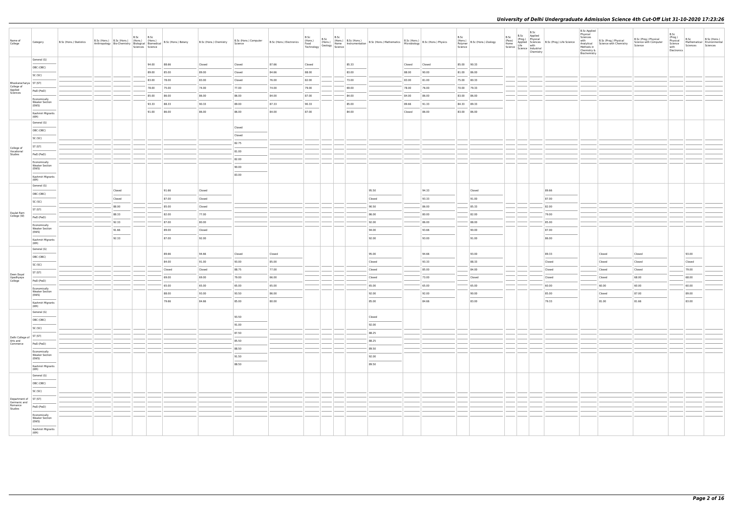# University of Delhi Undergraduate Admission Science 4th Cut-Off List 31-10-2020 17:23:26

| Name of College | Category | B.Sc (Hons.) Statistics | B.Sc (Hons.) Anthropology | B.Sc (Hons.) Bio-Chemistry | B.Sc (Hons.) Biological Sciences | B.Sc (Hons.) Biomedical Science | B.Sc (Hons.) Botany | B.Sc (Hons.) Chemistry | B.Sc (Hons.) Computer Science | B.Sc (Hons.) Electronics | B.Sc (Hons.) Food Technology | B.Sc (Hons.) Geology | B.Sc (Hons.) Home Science | B.Sc (Hons.) Instrumentation | B.Sc (Hons.) Mathematics | B.Sc (Hons.) Microbiology | B.Sc (Hons.) Physics | B.Sc (Hons.) Polymer Science | B.Sc (Hons.) Zoology | B.Sc (Pass) Home Science | B.Sc (Prog.) Applied Life Science | B.Sc Applied Physical Sciences with Industrial Chemistry | B.Sc (Prog.) Life Science | B.Sc Applied Physical Sciences with Analytical Methods in Chemistry & Biochemistry | B.Sc (Prog.) Physical Science with Chemistry | B.Sc (Prog.) Physical Science with Computer Science | B.Sc (Prog.) Physical Science with Electronics | B.Sc Mathematical Sciences | B.Sc (Hons.) Environmental Sciences |
|---|---|---|---|---|---|---|---|---|---|---|---|---|---|---|---|---|---|---|---|---|---|---|---|---|---|---|---|---|---|
| Bhaskaracharya College of Applied Sciences | General (G) | | | | | 94.00 | 88.66 | Closed | Closed | 87.66 | Closed | | | 85.33 | | Closed | Closed | 85.00 | 90.33 | | | | | | | | | | |
| | OBC (OBC) | | | | | 89.00 | 85.00 | 89.00 | Closed | 84.66 | 88.00 | | | 83.00 | | 88.00 | 90.00 | 81.00 | 86.00 | | | | | | | | | | |
| | SC (SC) | | | | | 83.00 | 78.00 | 83.00 | Closed | 76.00 | 82.00 | | | 73.00 | | 83.00 | 81.00 | 75.00 | 80.33 | | | | | | | | | | |
| | ST (ST) | | | | | 78.00 | 75.00 | 74.00 | 77.00 | 74.00 | 79.00 | | | 69.00 | | 78.00 | 76.00 | 70.00 | 79.33 | | | | | | | | | | |
| | PwD (PwD) | | | | | 85.00 | 86.00 | 86.00 | 86.00 | 84.00 | 87.00 | | | 84.00 | | 84.00 | 86.00 | 83.00 | 86.00 | | | | | | | | | | |
| | Economically Weaker Section (EWS) | | | | | 93.33 | 88.33 | 90.33 | 89.00 | 87.33 | 90.33 | | | 85.00 | | 89.66 | 91.33 | 84.33 | 89.33 | | | | | | | | | | |
| | Kashmiri Migrants (KM) | | | | | 91.00 | 86.00 | 86.00 | 86.00 | 84.00 | 87.00 | | | 84.00 | | Closed | 86.00 | 83.00 | 86.00 | | | | | | | | | | |
| College of Vocational Studies | General (G) | | | | | | | | Closed | | | | | | | | | | | | | | | | | | | | |
| | OBC (OBC) | | | | | | | | Closed | | | | | | | | | | | | | | | | | | | | |
| | SC (SC) | | | | | | | | 82.75 | | | | | | | | | | | | | | | | | | | | |
| | ST (ST) | | | | | | | | 81.00 | | | | | | | | | | | | | | | | | | | | |
| | PwD (PwD) | | | | | | | | 82.00 | | | | | | | | | | | | | | | | | | | | |
| | Economically Weaker Section (EWS) | | | | | | | | 90.00 | | | | | | | | | | | | | | | | | | | | |
| | Kashmiri Migrants (KM) | | | | | | | | 83.00 | | | | | | | | | | | | | | | | | | | | |
| Daulat Ram College (W) | General (G) | | | Closed | | | 91.66 | Closed | | | | | | | 95.50 | | 94.33 | | Closed | | | | 89.66 | | | | | | |
| | OBC (OBC) | | | Closed | | | 87.00 | Closed | | | | | | | Closed | | 93.33 | | 91.00 | | | | 87.00 | | | | | | |
| | SC (SC) | | | 88.00 | | | 85.00 | Closed | | | | | | | 90.50 | | 86.00 | | 85.33 | | | | 82.00 | | | | | | |
| | ST (ST) | | | 88.33 | | | 82.00 | 77.00 | | | | | | | 86.00 | | 80.00 | | 82.00 | | | | 79.00 | | | | | | |
| | PwD (PwD) | | | 92.33 | | | 87.00 | 80.00 | | | | | | | 92.00 | | 86.00 | | 88.00 | | | | 85.00 | | | | | | |
| | Economically Weaker Section (EWS) | | | 91.66 | | | 89.00 | Closed | | | | | | | 94.00 | | 93.66 | | 90.00 | | | | 87.00 | | | | | | |
| | Kashmiri Migrants (KM) | | | 92.33 | | | 87.00 | 92.00 | | | | | | | 92.00 | | 93.00 | | 91.00 | | | | 86.00 | | | | | | |
| Deen Dayal Upadhyaya College | General (G) | | | | | | 89.66 | 94.66 | Closed | Closed | | | | | 95.00 | | 94.66 | | 93.00 | | | | 89.33 | | Closed | Closed | | 93.00 | |
| | OBC (OBC) | | | | | | 84.00 | 91.00 | 93.00 | 85.00 | | | | | Closed | | 93.33 | | 88.33 | | | | Closed | | Closed | Closed | | Closed | |
| | SC (SC) | | | | | | Closed | Closed | 88.75 | 77.00 | | | | | Closed | | 85.00 | | 84.00 | | | | Closed | | Closed | Closed | | 79.00 | |
| | ST (ST) | | | | | | 69.00 | 69.00 | 79.00 | 66.00 | | | | | Closed | | 73.00 | | Closed | | | | Closed | | Closed | 68.00 | | 68.00 | |
| | PwD (PwD) | | | | | | 65.00 | 65.00 | 65.00 | 65.00 | | | | | 65.00 | | 65.00 | | 65.00 | | | | 60.00 | | 60.00 | 60.00 | | 60.00 | |
| | Economically Weaker Section (EWS) | | | | | | 88.00 | 93.00 | 93.50 | 86.00 | | | | | 92.00 | | 92.00 | | 90.00 | | | | 85.00 | | Closed | 87.00 | | 89.00 | |
| | Kashmiri Migrants (KM) | | | | | | 79.66 | 84.66 | 85.00 | 80.00 | | | | | 85.00 | | 84.66 | | 83.00 | | | | 79.33 | | 81.00 | 81.66 | | 83.00 | |
| Delhi College of Arts and Commerce | General (G) | | | | | | | | 93.50 | | | | | | Closed | | | | | | | | | | | | | | |
| | OBC (OBC) | | | | | | | | 91.00 | | | | | | 92.00 | | | | | | | | | | | | | | |
| | SC (SC) | | | | | | | | 87.50 | | | | | | 88.25 | | | | | | | | | | | | | | |
| | ST (ST) | | | | | | | | 85.50 | | | | | | 88.25 | | | | | | | | | | | | | | |
| | PwD (PwD) | | | | | | | | 88.50 | | | | | | 89.50 | | | | | | | | | | | | | | |
| | Economically Weaker Section (EWS) | | | | | | | | 91.50 | | | | | | 92.00 | | | | | | | | | | | | | | |
| | Kashmiri Migrants (KM) | | | | | | | | 88.50 | | | | | | 89.50 | | | | | | | | | | | | | | |
| Department of Germanic and Romance Studies | General (G) | | | | | | | | | | | | | | | | | | | | | | | | | | | | |
| | OBC (OBC) | | | | | | | | | | | | | | | | | | | | | | | | | | | | |
| | SC (SC) | | | | | | | | | | | | | | | | | | | | | | | | | | | | |
| | ST (ST) | | | | | | | | | | | | | | | | | | | | | | | | | | | | |
| | PwD (PwD) | | | | | | | | | | | | | | | | | | | | | | | | | | | | |
| | Economically Weaker Section (EWS) | | | | | | | | | | | | | | | | | | | | | | | | | | | | |
| | Kashmiri Migrants (KM) | | | | | | | | | | | | | | | | | | | | | | | | | | | | |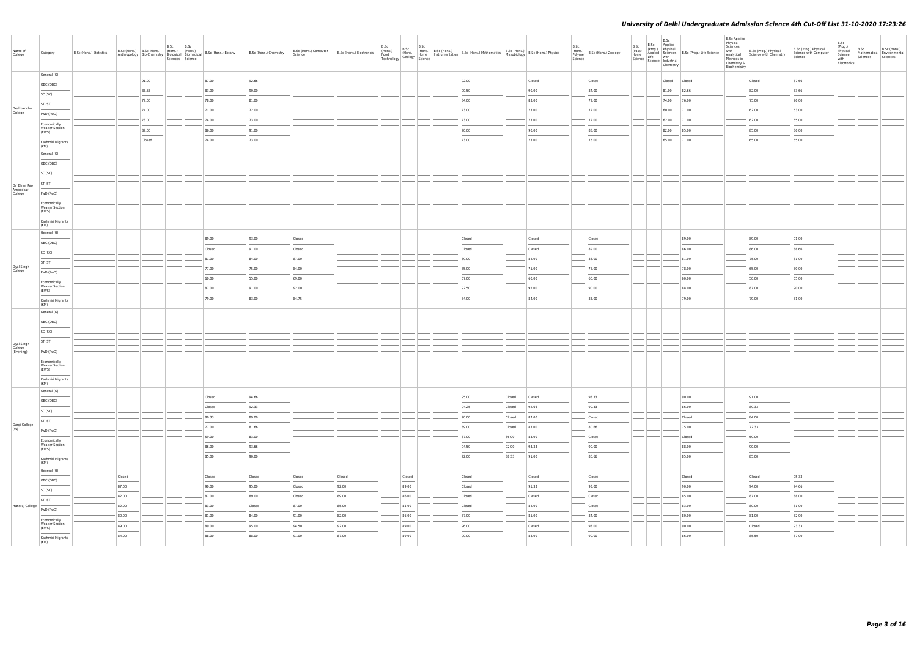| Name of College | Category | B.Sc (Hons.) Statistics | B.Sc (Hons.) Anthropology | B.Sc (Hons.) Bio-Chemistry | B.Sc (Hons.) Biological Sciences | B.Sc (Hons.) Biomedical Science | B.Sc (Hons.) Botany | B.Sc (Hons.) Chemistry | B.Sc (Hons.) Computer Science | B.Sc (Hons.) Electronics | B.Sc (Hons.) Food Technology | B.Sc (Hons.) Geology | B.Sc (Hons.) Home Science | B.Sc (Hons.) Instrumentation | B.Sc (Hons.) Mathematics | B.Sc (Hons.) Microbiology | B.Sc (Hons.) Physics | B.Sc (Hons.) Polymer Science | B.Sc (Hons.) Zoology | B.Sc (Pass) Home Science | B.Sc (Prog.) Applied Life Science | B.Sc Applied Physical Sciences with Industrial Chemistry | B.Sc (Prog.) Life Science | B.Sc Applied Physical Sciences with Analytical Methods in Chemistry & Biochemistry | B.Sc (Prog.) Physical Science with Chemistry | B.Sc (Prog.) Physical Science with Computer Science | B.Sc (Prog.) Physical Science with Electronics | B.Sc Mathematical Sciences | B.Sc (Hons.) Environmental Sciences |
|---|---|---|---|---|---|---|---|---|---|---|---|---|---|---|---|---|---|---|---|---|---|---|---|---|---|---|---|---|---|
| Deshbandhu College | General (G) | | | 91.00 | | | 87.00 | 92.66 | | | | | | | 92.00 | | Closed | | Closed | | | Closed | Closed | | Closed | 87.66 | | | |
| | OBC (OBC) | | | 86.66 | | | 83.00 | 90.00 | | | | | | | 90.50 | | 90.00 | | 84.00 | | | 81.00 | 82.66 | | 82.00 | 83.66 | | | |
| | SC (SC) | | | 79.00 | | | 78.00 | 81.00 | | | | | | | 84.00 | | 83.00 | | 79.00 | | | 74.00 | 76.00 | | 75.00 | 76.00 | | | |
| | ST (ST) | | | 74.00 | | | 71.00 | 72.00 | | | | | | | 73.00 | | 73.00 | | 72.00 | | | 60.00 | 71.00 | | 62.00 | 63.00 | | | |
| | PwD (PwD) | | | 73.00 | | | 74.00 | 73.00 | | | | | | | 73.00 | | 73.00 | | 72.00 | | | 62.00 | 71.00 | | 62.00 | 65.00 | | | |
| | Economically Weaker Section (EWS) | | | 89.00 | | | 86.00 | 91.00 | | | | | | | 90.00 | | 90.00 | | 88.00 | | | 82.00 | 85.00 | | 85.00 | 86.00 | | | |
| | Kashmiri Migrants (KM) | | | Closed | | | 74.00 | 73.00 | | | | | | | 73.00 | | 73.00 | | 75.00 | | | 65.00 | 71.00 | | 65.00 | 65.00 | | | |
| Dr. Bhim Rao Ambedkar College | General (G) | | | | | | | | | | | | | | | | | | | | | | | | | | | | |
| | OBC (OBC) | | | | | | | | | | | | | | | | | | | | | | | | | | | | |
| | SC (SC) | | | | | | | | | | | | | | | | | | | | | | | | | | | | |
| | ST (ST) | | | | | | | | | | | | | | | | | | | | | | | | | | | | |
| | PwD (PwD) | | | | | | | | | | | | | | | | | | | | | | | | | | | | |
| | Economically Weaker Section (EWS) | | | | | | | | | | | | | | | | | | | | | | | | | | | | |
| | Kashmiri Migrants (KM) | | | | | | | | | | | | | | | | | | | | | | | | | | | | |
| Dyal Singh College | General (G) | | | | | | 89.00 | 93.00 | Closed | | | | | | Closed | | Closed | | Closed | | | | 89.00 | | 89.00 | 91.00 | | | |
| | OBC (OBC) | | | | | | Closed | 91.00 | Closed | | | | | | Closed | | Closed | | 89.00 | | | | 86.00 | | 86.00 | 88.66 | | | |
| | SC (SC) | | | | | | 81.00 | 84.00 | 87.00 | | | | | | 89.00 | | 84.00 | | 86.00 | | | | 81.00 | | 75.00 | 81.00 | | | |
| | ST (ST) | | | | | | 77.00 | 75.00 | 84.00 | | | | | | 85.00 | | 75.00 | | 78.00 | | | | 78.00 | | 65.00 | 80.00 | | | |
| | PwD (PwD) | | | | | | 60.00 | 55.00 | 69.00 | | | | | | 67.00 | | 60.00 | | 60.00 | | | | 60.00 | | 50.00 | 65.00 | | | |
| | Economically Weaker Section (EWS) | | | | | | 87.00 | 91.00 | 92.00 | | | | | | 92.50 | | 92.00 | | 90.00 | | | | 88.00 | | 87.00 | 90.00 | | | |
| | Kashmiri Migrants (KM) | | | | | | 79.00 | 83.00 | 84.75 | | | | | | 84.00 | | 84.00 | | 83.00 | | | | 79.00 | | 79.00 | 81.00 | | | |
| Dyal Singh College (Evening) | General (G) | | | | | | | | | | | | | | | | | | | | | | | | | | | | |
| | OBC (OBC) | | | | | | | | | | | | | | | | | | | | | | | | | | | | |
| | SC (SC) | | | | | | | | | | | | | | | | | | | | | | | | | | | | |
| | ST (ST) | | | | | | | | | | | | | | | | | | | | | | | | | | | | |
| | PwD (PwD) | | | | | | | | | | | | | | | | | | | | | | | | | | | | |
| | Economically Weaker Section (EWS) | | | | | | | | | | | | | | | | | | | | | | | | | | | | |
| | Kashmiri Migrants (KM) | | | | | | | | | | | | | | | | | | | | | | | | | | | | |
| Gargi College (W) | General (G) | | | | | | Closed | 94.66 | | | | | | | 95.00 | Closed | Closed | | 93.33 | | | | 90.00 | | 91.00 | | | | |
| | OBC (OBC) | | | | | | Closed | 92.33 | | | | | | | 94.25 | Closed | 92.66 | | 90.33 | | | | 86.00 | | 89.33 | | | | |
| | SC (SC) | | | | | | 80.33 | 89.00 | | | | | | | 90.00 | Closed | 87.00 | | Closed | | | | Closed | | 84.00 | | | | |
| | ST (ST) | | | | | | 77.00 | 81.66 | | | | | | | 89.00 | Closed | 83.00 | | 80.66 | | | | 75.00 | | 72.33 | | | | |
| | PwD (PwD) | | | | | | 59.00 | 83.00 | | | | | | | 87.00 | 86.00 | 83.00 | | Closed | | | | Closed | | 69.00 | | | | |
| | Economically Weaker Section (EWS) | | | | | | 86.00 | 93.66 | | | | | | | 94.50 | 92.00 | 93.33 | | 90.00 | | | | 88.00 | | 90.00 | | | | |
| | Kashmiri Migrants (KM) | | | | | | 85.00 | 90.00 | | | | | | | 92.00 | 88.33 | 91.00 | | 86.66 | | | | 85.00 | | 85.00 | | | | |
| Hansraj College | General (G) | | Closed | | | | Closed | Closed | Closed | Closed | | Closed | | | Closed | | Closed | | Closed | | | | Closed | | Closed | 95.33 | | | |
| | OBC (OBC) | | 87.00 | | | | 90.00 | 95.00 | Closed | 92.00 | | 89.00 | | | Closed | | 95.33 | | 93.00 | | | | 90.00 | | 94.00 | 94.66 | | | |
| | SC (SC) | | 82.00 | | | | 87.00 | 89.00 | Closed | 89.00 | | 86.00 | | | Closed | | Closed | | Closed | | | | 85.00 | | 87.00 | 88.00 | | | |
| | ST (ST) | | 82.00 | | | | 83.00 | Closed | 87.00 | 85.00 | | 85.00 | | | Closed | | 84.00 | | Closed | | | | 83.00 | | 80.00 | 81.00 | | | |
| | PwD (PwD) | | 80.00 | | | | 81.00 | 84.00 | 91.00 | 82.00 | | 86.00 | | | 87.00 | | 85.00 | | 84.00 | | | | 80.00 | | 81.00 | 82.00 | | | |
| | Economically Weaker Section (EWS) | | 89.00 | | | | 89.00 | 95.00 | 94.50 | 92.00 | | 89.00 | | | 96.00 | | Closed | | 93.00 | | | | 90.00 | | Closed | 93.33 | | | |
| | Kashmiri Migrants (KM) | | 84.00 | | | | 88.00 | 88.00 | 91.00 | 87.00 | | 89.00 | | | 90.00 | | 88.00 | | 90.00 | | | | 86.00 | | 85.50 | 87.00 | | | |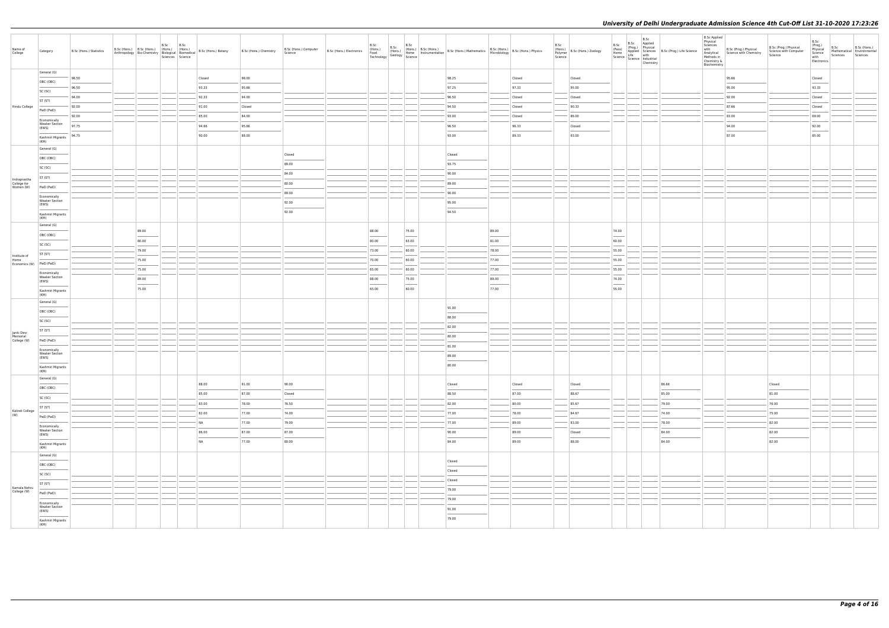# University of Delhi Undergraduate Admission Science 4th Cut-Off List 31-10-2020 17:23:26

| Name of College | Category | B.Sc (Hons.) Statistics | B.Sc (Hons.) Anthropology | B.Sc (Hons.) Bio-Chemistry | B.Sc (Hons.) Biological Sciences | B.Sc (Hons.) Biomedical Science | B.Sc (Hons.) Botany | B.Sc (Hons.) Chemistry | B.Sc (Hons.) Computer Science | B.Sc (Hons.) Electronics | B.Sc (Hons.) Food Technology | B.Sc (Hons.) Geology | B.Sc (Hons.) Home Science | B.Sc (Hons.) Instrumentation | B.Sc (Hons.) Mathematics | B.Sc (Hons.) Microbiology | B.Sc (Hons.) Physics | B.Sc (Hons.) Polymer Science | B.Sc (Hons.) Zoology | B.Sc (Pass) Home Science | B.Sc (Prog.) Applied Life Science | B.Sc Applied Physical Sciences with Industrial Chemistry | B.Sc (Prog.) Life Science | B.Sc Applied Physical Sciences with Analytical Methods in Chemistry & Biochemistry | B.Sc (Prog.) Physical Science with Chemistry | B.Sc (Prog.) Physical Science with Computer Science | B.Sc (Prog.) Physical Science with Electronics | B.Sc Mathematical Sciences | B.Sc (Hons.) Environmental Sciences |
|---|---|---|---|---|---|---|---|---|---|---|---|---|---|---|---|---|---|---|---|---|---|---|---|---|---|---|---|---|---|
| Hindu College | General (G) | 98.50 | | | | | Closed | 98.00 | | | | | | | 98.25 | | Closed | | Closed | | | | | | 95.66 | | Closed | | |
| | OBC (OBC) | 96.50 | | | | | 93.33 | 95.66 | | | | | | | 97.25 | | 97.33 | | 95.00 | | | | | | 95.00 | | 93.33 | | |
| | SC (SC) | 94.00 | | | | | 92.33 | 94.00 | | | | | | | 96.50 | | Closed | | Closed | | | | | | 92.00 | | Closed | | |
| | ST (ST) | 92.00 | | | | | 91.00 | Closed | | | | | | | 94.50 | | Closed | | 90.33 | | | | | | 87.66 | | Closed | | |
| | PwD (PwD) | 92.00 | | | | | 85.00 | 84.00 | | | | | | | 93.00 | | Closed | | 86.00 | | | | | | 83.00 | | 69.00 | | |
| | Economically Weaker Section (EWS) | 97.75 | | | | | 94.66 | 95.66 | | | | | | | 96.50 | | 96.33 | | Closed | | | | | | 94.00 | | 92.00 | | |
| | Kashmiri Migrants (KM) | 94.75 | | | | | 90.00 | 88.00 | | | | | | | 93.00 | | 89.33 | | 93.00 | | | | | | 87.00 | | 85.00 | | |
| Indraprastha College for Women (W) | General (G) | | | | | | | | Closed | | | | | | Closed | | | | | | | | | | | | | | |
| | OBC (OBC) | | | | | | | | 89.00 | | | | | | 93.75 | | | | | | | | | | | | | | |
| | SC (SC) | | | | | | | | 84.00 | | | | | | 90.00 | | | | | | | | | | | | | | |
| | ST (ST) | | | | | | | | 80.00 | | | | | | 89.00 | | | | | | | | | | | | | | |
| | PwD (PwD) | | | | | | | | 89.00 | | | | | | 90.00 | | | | | | | | | | | | | | |
| | Economically Weaker Section (EWS) | | | | | | | | 92.00 | | | | | | 95.00 | | | | | | | | | | | | | | |
| | Kashmiri Migrants (KM) | | | | | | | | 92.00 | | | | | | 94.50 | | | | | | | | | | | | | | |
| Institute of Home Economics (W) | General (G) | | | 89.00 | | | | | | | 88.00 | | 75.00 | | | 89.00 | | | | 74.00 | | | | | | | | | |
| | OBC (OBC) | | | 80.00 | | | | | | | 80.00 | | 63.00 | | | 81.00 | | | | 60.00 | | | | | | | | | |
| | SC (SC) | | | 79.00 | | | | | | | 73.00 | | 60.00 | | | 78.00 | | | | 55.00 | | | | | | | | | |
| | ST (ST) | | | 75.00 | | | | | | | 70.00 | | 60.00 | | | 77.00 | | | | 55.00 | | | | | | | | | |
| | PwD (PwD) | | | 75.00 | | | | | | | 65.00 | | 60.00 | | | 77.00 | | | | 55.00 | | | | | | | | | |
| | Economically Weaker Section (EWS) | | | 89.00 | | | | | | | 88.00 | | 75.00 | | | 89.00 | | | | 74.00 | | | | | | | | | |
| | Kashmiri Migrants (KM) | | | 75.00 | | | | | | | 65.00 | | 60.00 | | | 77.00 | | | | 55.00 | | | | | | | | | |
| Janki Devi Memorial College (W) | General (G) | | | | | | | | | | | | | | 91.00 | | | | | | | | | | | | | | |
| | OBC (OBC) | | | | | | | | | | | | | | 88.00 | | | | | | | | | | | | | | |
| | SC (SC) | | | | | | | | | | | | | | 82.00 | | | | | | | | | | | | | | |
| | ST (ST) | | | | | | | | | | | | | | 80.00 | | | | | | | | | | | | | | |
| | PwD (PwD) | | | | | | | | | | | | | | 81.00 | | | | | | | | | | | | | | |
| | Economically Weaker Section (EWS) | | | | | | | | | | | | | | 89.00 | | | | | | | | | | | | | | |
| | Kashmiri Migrants (KM) | | | | | | | | | | | | | | 80.00 | | | | | | | | | | | | | | |
| Kalindi College (W) | General (G) | | | | | | 88.00 | 91.00 | 90.00 | | | | | | Closed | | Closed | | Closed | | | | 86.66 | | | Closed | | | |
| | OBC (OBC) | | | | | | 85.00 | 87.00 | Closed | | | | | | 88.50 | | 87.00 | | 88.67 | | | | 85.00 | | | 81.00 | | | |
| | SC (SC) | | | | | | 83.00 | 78.00 | 76.50 | | | | | | 82.00 | | 80.00 | | 85.67 | | | | 79.00 | | | 76.00 | | | |
| | ST (ST) | | | | | | 82.00 | 77.00 | 74.00 | | | | | | 77.00 | | 78.00 | | 84.67 | | | | 74.00 | | | 75.00 | | | |
| | PwD (PwD) | | | | | | NA | 77.00 | 79.00 | | | | | | 77.00 | | 89.00 | | 83.00 | | | | 78.00 | | | 82.00 | | | |
| | Economically Weaker Section (EWS) | | | | | | 86.00 | 87.00 | 87.00 | | | | | | 90.00 | | 89.00 | | Closed | | | | 84.00 | | | 82.00 | | | |
| | Kashmiri Migrants (KM) | | | | | | NA | 77.00 | 80.00 | | | | | | 84.00 | | 89.00 | | 88.00 | | | | 84.00 | | | 82.00 | | | |
| Kamala Nehru College (W) | General (G) | | | | | | | | | | | | | | Closed | | | | | | | | | | | | | | |
| | OBC (OBC) | | | | | | | | | | | | | | Closed | | | | | | | | | | | | | | |
| | SC (SC) | | | | | | | | | | | | | | Closed | | | | | | | | | | | | | | |
| | ST (ST) | | | | | | | | | | | | | | 79.00 | | | | | | | | | | | | | | |
| | PwD (PwD) | | | | | | | | | | | | | | 79.00 | | | | | | | | | | | | | | |
| | Economically Weaker Section (EWS) | | | | | | | | | | | | | | 91.00 | | | | | | | | | | | | | | |
| | Kashmiri Migrants (KM) | | | | | | | | | | | | | | 79.00 | | | | | | | | | | | | | | |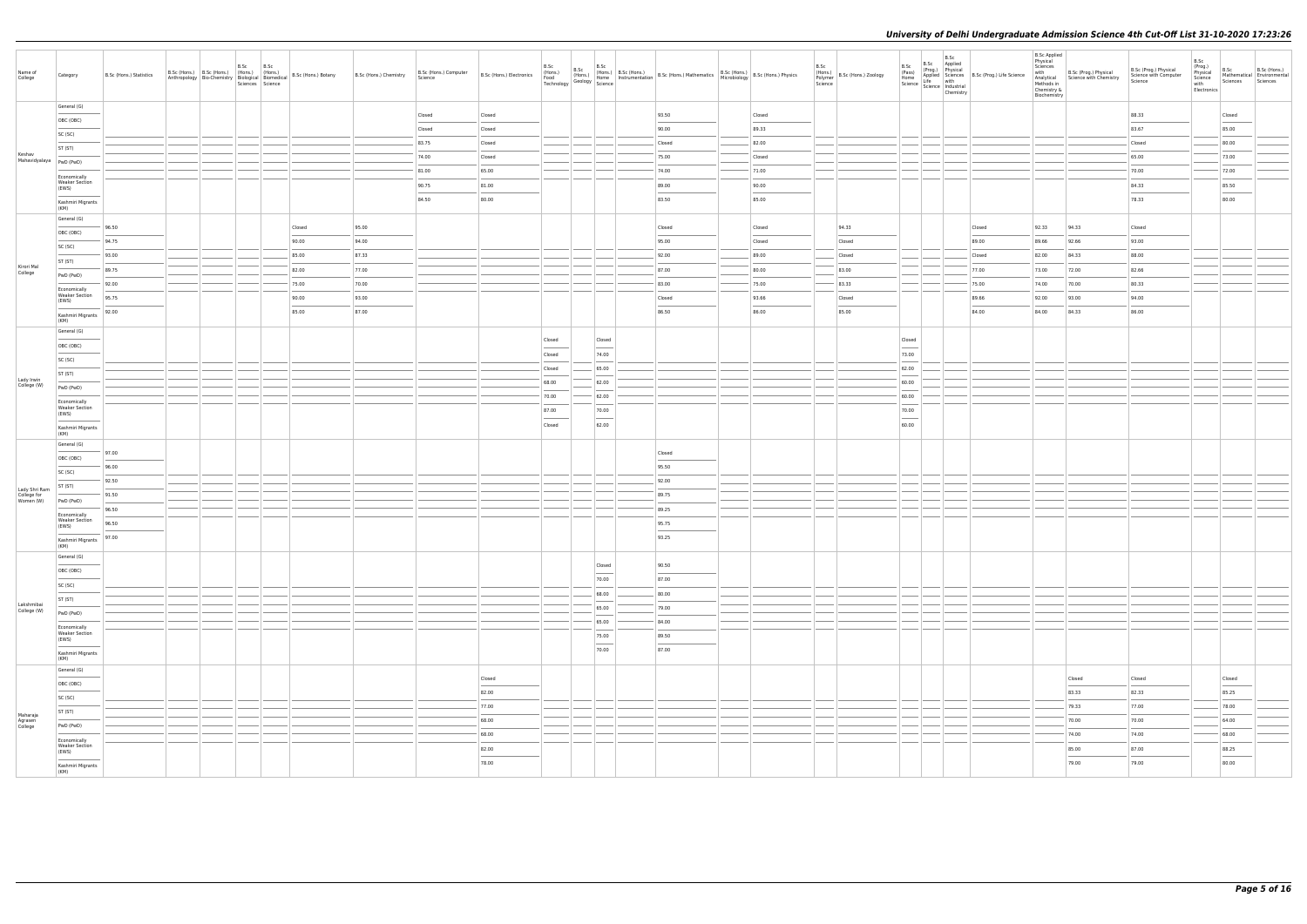| Name of College | Category | B.Sc (Hons.) Statistics | B.Sc (Hons.) Anthropology | B.Sc (Hons.) Bio-Chemistry | B.Sc (Hons.) Biological Sciences | B.Sc (Hons.) Biomedical Science | B.Sc (Hons.) Botany | B.Sc (Hons.) Chemistry | B.Sc (Hons.) Computer Science | B.Sc (Hons.) Electronics | B.Sc (Hons.) Food Technology | B.Sc (Hons.) Geology | B.Sc (Hons.) Home Science | B.Sc (Hons.) Instrumentation | B.Sc (Hons.) Mathematics | B.Sc (Hons.) Microbiology | B.Sc (Hons.) Physics | B.Sc (Hons.) Polymer Science | B.Sc (Hons.) Zoology | B.Sc (Pass) Home Science | B.Sc (Prog.) Applied Life Science | B.Sc Applied Physical Sciences with Industrial Chemistry | B.Sc (Prog.) Life Science | B.Sc Applied Physical Sciences with Analytical Methods in Chemistry & Biochemistry | B.Sc (Prog.) Physical Science with Chemistry | B.Sc (Prog.) Physical Science with Computer Science | B.Sc (Prog.) Physical Science with Electronics | B.Sc Mathematical Sciences | B.Sc (Hons.) Environmental Sciences |
|---|---|---|---|---|---|---|---|---|---|---|---|---|---|---|---|---|---|---|---|---|---|---|---|---|---|---|---|---|---|
| Keshav Mahavidyalaya | General (G) | | | | | | | | Closed | Closed | | | | | 93.50 | | Closed | | | | | | | | | 88.33 | | Closed | |
| | OBC (OBC) | | | | | | | | Closed | Closed | | | | | 90.00 | | 89.33 | | | | | | | | | 83.67 | | 85.00 | |
| | SC (SC) | | | | | | | | 83.75 | Closed | | | | | Closed | | 82.00 | | | | | | | | | Closed | | 80.00 | |
| | ST (ST) | | | | | | | | 74.00 | Closed | | | | | 75.00 | | Closed | | | | | | | | | 65.00 | | 73.00 | |
| | PwD (PwD) | | | | | | | | 81.00 | 65.00 | | | | | 74.00 | | 71.00 | | | | | | | | | 70.00 | | 72.00 | |
| | Economically Weaker Section (EWS) | | | | | | | | 90.75 | 81.00 | | | | | 89.00 | | 90.00 | | | | | | | | | 84.33 | | 85.50 | |
| | Kashmiri Migrants (KM) | | | | | | | | 84.50 | 80.00 | | | | | 83.50 | | 85.00 | | | | | | | | | 78.33 | | 80.00 | |
| Kirori Mal College | General (G) | 96.50 | | | | | Closed | 95.00 | | | | | | | Closed | | Closed | | 94.33 | | | | Closed | 92.33 | 94.33 | Closed | | | |
| | OBC (OBC) | 94.75 | | | | | 90.00 | 94.00 | | | | | | | 95.00 | | Closed | | Closed | | | | 89.00 | 89.66 | 92.66 | 93.00 | | | |
| | SC (SC) | 93.00 | | | | | 85.00 | 87.33 | | | | | | | 92.00 | | 89.00 | | Closed | | | | Closed | 82.00 | 84.33 | 88.00 | | | |
| | ST (ST) | 89.75 | | | | | 82.00 | 77.00 | | | | | | | 87.00 | | 80.00 | | 83.00 | | | | 77.00 | 73.00 | 72.00 | 82.66 | | | |
| | PwD (PwD) | 92.00 | | | | | 75.00 | 70.00 | | | | | | | 83.00 | | 75.00 | | 83.33 | | | | 75.00 | 74.00 | 70.00 | 80.33 | | | |
| | Economically Weaker Section (EWS) | 95.75 | | | | | 90.00 | 93.00 | | | | | | | Closed | | 93.66 | | Closed | | | | 89.66 | 92.00 | 93.00 | 94.00 | | | |
| | Kashmiri Migrants (KM) | 92.00 | | | | | 85.00 | 87.00 | | | | | | | 86.50 | | 86.00 | | 85.00 | | | | 84.00 | 84.00 | 84.33 | 86.00 | | | |
| Lady Irwin College (W) | General (G) | | | | | | | | | | Closed | | Closed | | | | | | | Closed | | | | | | | | | |
| | OBC (OBC) | | | | | | | | | | Closed | | 74.00 | | | | | | | 73.00 | | | | | | | | | |
| | SC (SC) | | | | | | | | | | Closed | | 65.00 | | | | | | | 62.00 | | | | | | | | | |
| | ST (ST) | | | | | | | | | | 68.00 | | 62.00 | | | | | | | 60.00 | | | | | | | | | |
| | PwD (PwD) | | | | | | | | | | 70.00 | | 62.00 | | | | | | | 60.00 | | | | | | | | | |
| | Economically Weaker Section (EWS) | | | | | | | | | | 87.00 | | 70.00 | | | | | | | 70.00 | | | | | | | | | |
| | Kashmiri Migrants (KM) | | | | | | | | | | Closed | | 62.00 | | | | | | | 60.00 | | | | | | | | | |
| Lady Shri Ram College for Women (W) | General (G) | 97.00 | | | | | | | | | | | | | Closed | | | | | | | | | | | | | | |
| | OBC (OBC) | 96.00 | | | | | | | | | | | | | 95.50 | | | | | | | | | | | | | | |
| | SC (SC) | 92.50 | | | | | | | | | | | | | 92.00 | | | | | | | | | | | | | | |
| | ST (ST) | 91.50 | | | | | | | | | | | | | 89.75 | | | | | | | | | | | | | | |
| | PwD (PwD) | 96.50 | | | | | | | | | | | | | 89.25 | | | | | | | | | | | | | | |
| | Economically Weaker Section (EWS) | 96.50 | | | | | | | | | | | | | 95.75 | | | | | | | | | | | | | | |
| | Kashmiri Migrants (KM) | 97.00 | | | | | | | | | | | | | 93.25 | | | | | | | | | | | | | | |
| Lakshmibai College (W) | General (G) | | | | | | | | | | | | Closed | | 90.50 | | | | | | | | | | | | | | |
| | OBC (OBC) | | | | | | | | | | | | 70.00 | | 87.00 | | | | | | | | | | | | | | |
| | SC (SC) | | | | | | | | | | | | 68.00 | | 80.00 | | | | | | | | | | | | | | |
| | ST (ST) | | | | | | | | | | | | 65.00 | | 79.00 | | | | | | | | | | | | | | |
| | PwD (PwD) | | | | | | | | | | | | 65.00 | | 84.00 | | | | | | | | | | | | | | |
| | Economically Weaker Section (EWS) | | | | | | | | | | | | 75.00 | | 89.50 | | | | | | | | | | | | | | |
| | Kashmiri Migrants (KM) | | | | | | | | | | | | 70.00 | | 87.00 | | | | | | | | | | | | | | |
| Maharaja Agrasen College | General (G) | | | | | | | | | Closed | | | | | | | | | | | | | | | Closed | Closed | | Closed | |
| | OBC (OBC) | | | | | | | | | 82.00 | | | | | | | | | | | | | | | 83.33 | 82.33 | | 85.25 | |
| | SC (SC) | | | | | | | | | 77.00 | | | | | | | | | | | | | | | 79.33 | 77.00 | | 78.00 | |
| | ST (ST) | | | | | | | | | 68.00 | | | | | | | | | | | | | | | 70.00 | 70.00 | | 64.00 | |
| | PwD (PwD) | | | | | | | | | 68.00 | | | | | | | | | | | | | | | 74.00 | 74.00 | | 68.00 | |
| | Economically Weaker Section (EWS) | | | | | | | | | 82.00 | | | | | | | | | | | | | | | 85.00 | 87.00 | | 88.25 | |
| | Kashmiri Migrants (KM) | | | | | | | | | 78.00 | | | | | | | | | | | | | | | 79.00 | 79.00 | | 80.00 | |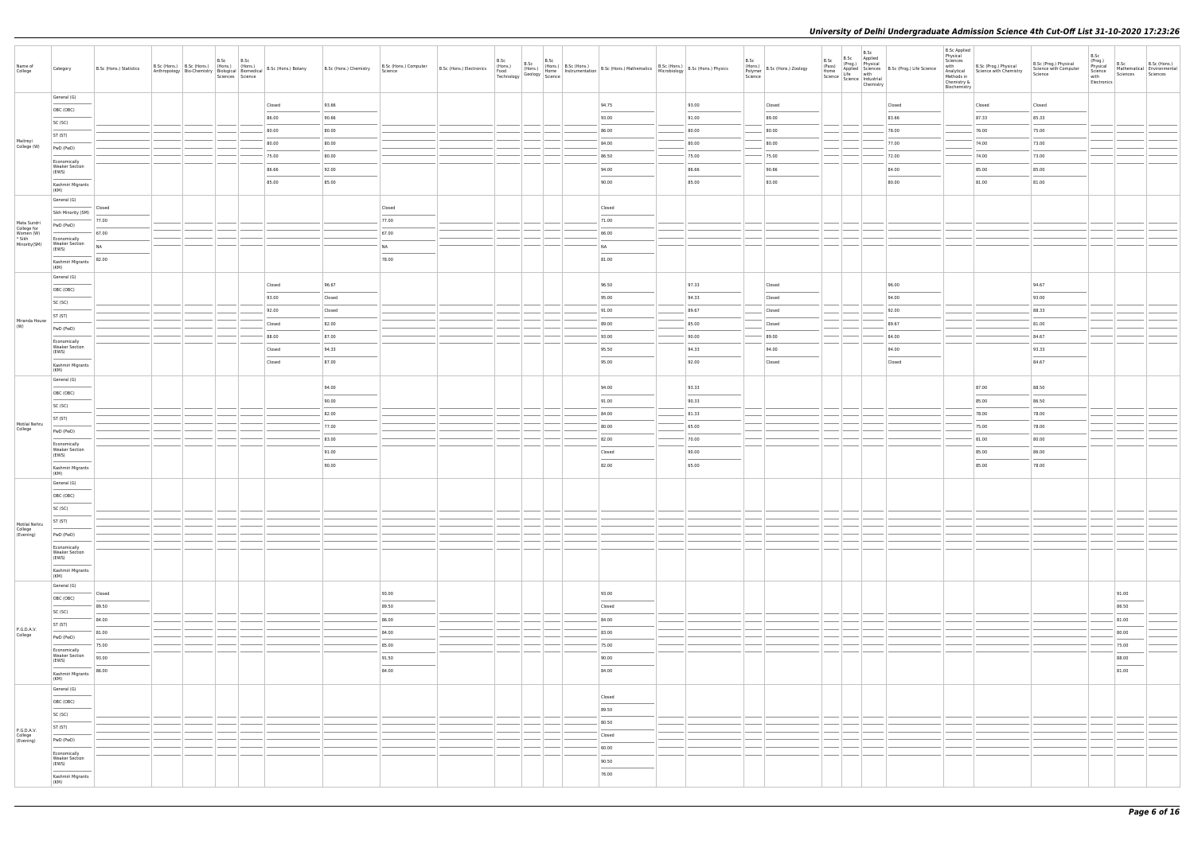| Name of College | Category | B.Sc (Hons.) Statistics | B.Sc (Hons.) Anthropology | B.Sc (Hons.) Bio-Chemistry | B.Sc (Hons.) Biological Sciences | B.Sc (Hons.) Biomedical Science | B.Sc (Hons.) Botany | B.Sc (Hons.) Chemistry | B.Sc (Hons.) Computer Science | B.Sc (Hons.) Electronics | B.Sc (Hons.) Food Technology | B.Sc (Hons.) Geology | B.Sc (Hons.) Home Science | B.Sc (Hons.) Instrumentation | B.Sc (Hons.) Mathematics | B.Sc (Hons.) Microbiology | B.Sc (Hons.) Physics | B.Sc (Hons.) Polymer Science | B.Sc (Hons.) Zoology | B.Sc (Pass) Home Science | B.Sc (Prog.) Applied Life Science | B.Sc Applied Physical Sciences with Industrial Chemistry | B.Sc (Prog.) Life Science | B.Sc Applied Physical Sciences with Analytical Methods in Chemistry & Biochemistry | B.Sc (Prog.) Physical Science with Chemistry | B.Sc (Prog.) Physical Science with Computer Science | B.Sc (Prog.) Physical Science with Electronics | B.Sc Mathematical Sciences | B.Sc (Hons.) Environmental Sciences |
|---|---|---|---|---|---|---|---|---|---|---|---|---|---|---|---|---|---|---|---|---|---|---|---|---|---|---|---|---|---|
| Maitreyi College (W) | General (G) | | | | | | Closed | 93.66 | | | | | | | 94.75 | | 93.00 | | Closed | | | | Closed | | Closed | Closed | | | |
| | OBC (OBC) | | | | | | 86.00 | 90.66 | | | | | | | 93.00 | | 91.00 | | 89.00 | | | | 83.66 | | 87.33 | 85.33 | | | |
| | SC (SC) | | | | | | 80.00 | 80.00 | | | | | | | 86.00 | | 80.00 | | 80.00 | | | | 78.00 | | 76.00 | 75.00 | | | |
| | ST (ST) | | | | | | 80.00 | 80.00 | | | | | | | 84.00 | | 80.00 | | 80.00 | | | | 77.00 | | 74.00 | 73.00 | | | |
| | PwD (PwD) | | | | | | 75.00 | 80.00 | | | | | | | 86.50 | | 75.00 | | 75.00 | | | | 72.00 | | 74.00 | 73.00 | | | |
| | Economically Weaker Section (EWS) | | | | | | 86.66 | 92.00 | | | | | | | 94.00 | | 86.66 | | 90.66 | | | | 84.00 | | 85.00 | 85.00 | | | |
| | Kashmiri Migrants (KM) | | | | | | 85.00 | 85.00 | | | | | | | 90.00 | | 85.00 | | 83.00 | | | | 80.00 | | 81.00 | 81.00 | | | |
| Mata Sundri College for Women (W) * Sikh Minority(SM) | General (G) | Closed | | | | | | | Closed | | | | | | Closed | | | | | | | | | | | | | | |
| | Sikh Minority (SM) | 77.00 | | | | | | | 77.00 | | | | | | 71.00 | | | | | | | | | | | | | | |
| | PwD (PwD) | 67.00 | | | | | | | 67.00 | | | | | | 66.00 | | | | | | | | | | | | | | |
| | Economically Weaker Section (EWS) | NA | | | | | | | NA | | | | | | NA | | | | | | | | | | | | | | |
| | Kashmiri Migrants (KM) | 82.00 | | | | | | | 78.00 | | | | | | 81.00 | | | | | | | | | | | | | | |
| Miranda House (W) | General (G) | | | | | | Closed | 96.67 | | | | | | | 96.50 | | 97.33 | | Closed | | | | 96.00 | | | 94.67 | | | |
| | OBC (OBC) | | | | | | 93.00 | Closed | | | | | | | 95.00 | | 94.33 | | Closed | | | | 94.00 | | | 93.00 | | | |
| | SC (SC) | | | | | | 92.00 | Closed | | | | | | | 91.00 | | 89.67 | | Closed | | | | 92.00 | | | 88.33 | | | |
| | ST (ST) | | | | | | Closed | 82.00 | | | | | | | 89.00 | | 85.00 | | Closed | | | | 89.67 | | | 81.00 | | | |
| | PwD (PwD) | | | | | | 88.00 | 87.00 | | | | | | | 93.00 | | 90.00 | | 89.00 | | | | 84.00 | | | 84.67 | | | |
| | Economically Weaker Section (EWS) | | | | | | Closed | 94.33 | | | | | | | 95.50 | | 94.33 | | 94.00 | | | | 94.00 | | | 93.33 | | | |
| | Kashmiri Migrants (KM) | | | | | | Closed | 87.00 | | | | | | | 95.00 | | 92.00 | | Closed | | | | Closed | | | 84.67 | | | |
| Motilal Nehru College | General (G) | | | | | | | 94.00 | | | | | | | 94.00 | | 93.33 | | | | | | | | 87.00 | 88.50 | | | |
| | OBC (OBC) | | | | | | | 90.00 | | | | | | | 91.00 | | 90.33 | | | | | | | | 85.00 | 86.50 | | | |
| | SC (SC) | | | | | | | 82.00 | | | | | | | 84.00 | | 81.33 | | | | | | | | 78.00 | 78.00 | | | |
| | ST (ST) | | | | | | | 77.00 | | | | | | | 80.00 | | 65.00 | | | | | | | | 75.00 | 78.00 | | | |
| | PwD (PwD) | | | | | | | 83.00 | | | | | | | 82.00 | | 70.00 | | | | | | | | 81.00 | 80.00 | | | |
| | Economically Weaker Section (EWS) | | | | | | | 91.00 | | | | | | | Closed | | 90.00 | | | | | | | | 85.00 | 86.00 | | | |
| | Kashmiri Migrants (KM) | | | | | | | 90.00 | | | | | | | 82.00 | | 65.00 | | | | | | | | 85.00 | 78.00 | | | |
| Motilal Nehru College (Evening) | General (G) | | | | | | | | | | | | | | | | | | | | | | | | | | | | |
| | OBC (OBC) | | | | | | | | | | | | | | | | | | | | | | | | | | | | |
| | SC (SC) | | | | | | | | | | | | | | | | | | | | | | | | | | | | |
| | ST (ST) | | | | | | | | | | | | | | | | | | | | | | | | | | | | |
| | PwD (PwD) | | | | | | | | | | | | | | | | | | | | | | | | | | | | |
| | Economically Weaker Section (EWS) | | | | | | | | | | | | | | | | | | | | | | | | | | | | |
| | Kashmiri Migrants (KM) | | | | | | | | | | | | | | | | | | | | | | | | | | | | |
| P.G.D.A.V. College | General (G) | Closed | | | | | | | 93.00 | | | | | | 93.00 | | | | | | | | | | | | | 91.00 | |
| | OBC (OBC) | 89.50 | | | | | | | 89.50 | | | | | | Closed | | | | | | | | | | | | | 86.50 | |
| | SC (SC) | 84.00 | | | | | | | 86.00 | | | | | | 84.00 | | | | | | | | | | | | | 81.00 | |
| | ST (ST) | 81.00 | | | | | | | 84.00 | | | | | | 83.00 | | | | | | | | | | | | | 80.00 | |
| | PwD (PwD) | 75.00 | | | | | | | 85.00 | | | | | | 75.00 | | | | | | | | | | | | | 75.00 | |
| | Economically Weaker Section (EWS) | 93.00 | | | | | | | 91.50 | | | | | | 90.00 | | | | | | | | | | | | | 88.00 | |
| | Kashmiri Migrants (KM) | 86.00 | | | | | | | 84.00 | | | | | | 84.00 | | | | | | | | | | | | | 81.00 | |
| P.G.D.A.V. College (Evening) | General (G) | | | | | | | | | | | | | | Closed | | | | | | | | | | | | | | |
| | OBC (OBC) | | | | | | | | | | | | | | 89.50 | | | | | | | | | | | | | | |
| | SC (SC) | | | | | | | | | | | | | | 80.50 | | | | | | | | | | | | | | |
| | ST (ST) | | | | | | | | | | | | | | Closed | | | | | | | | | | | | | | |
| | PwD (PwD) | | | | | | | | | | | | | | 60.00 | | | | | | | | | | | | | | |
| | Economically Weaker Section (EWS) | | | | | | | | | | | | | | 90.50 | | | | | | | | | | | | | | |
| | Kashmiri Migrants (KM) | | | | | | | | | | | | | | 76.00 | | | | | | | | | | | | | | |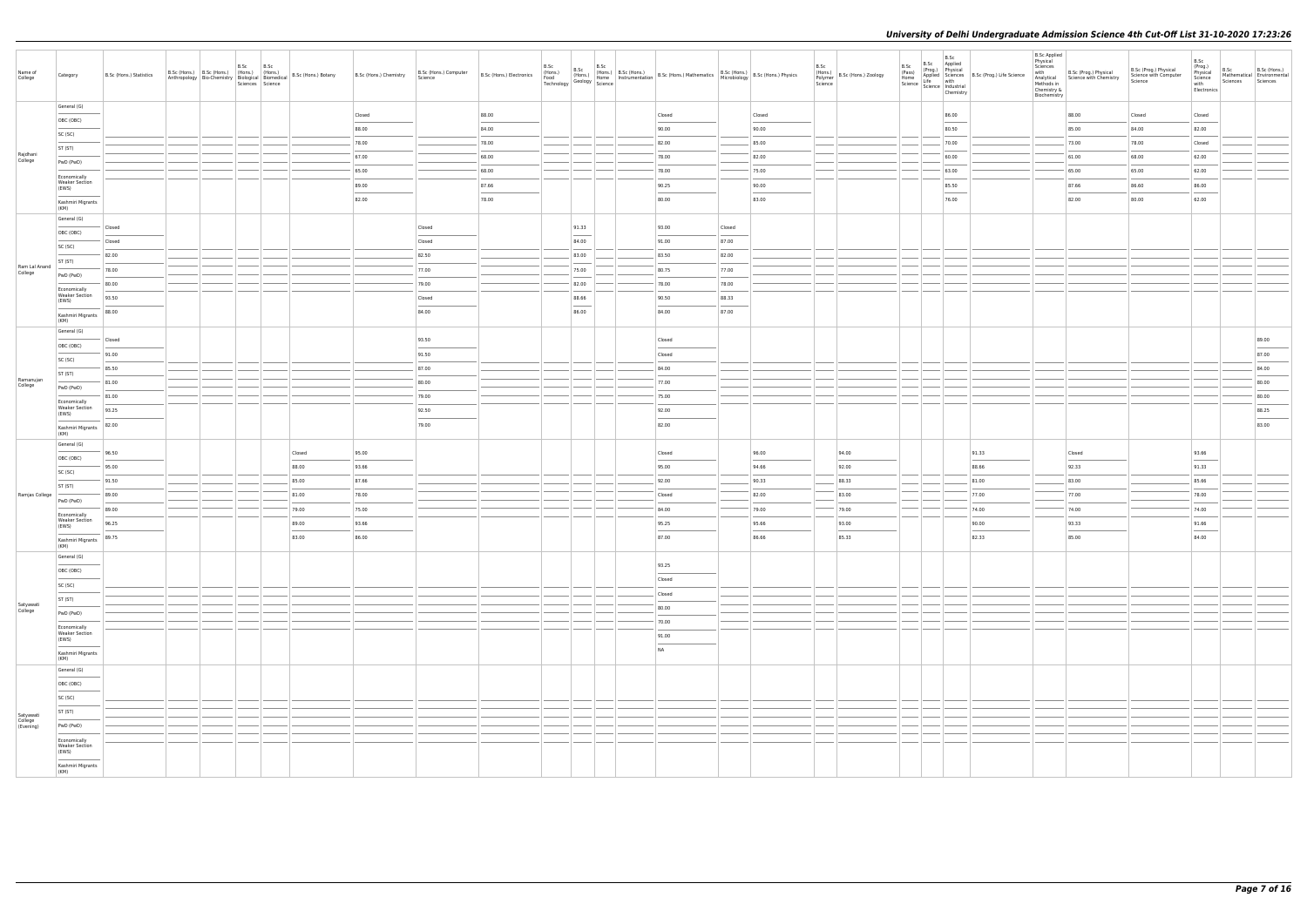| Name of College | Category | B.Sc (Hons.) Statistics | B.Sc (Hons.) Anthropology | B.Sc (Hons.) Bio-Chemistry | B.Sc (Hons.) Biological Sciences | B.Sc (Hons.) Biomedical Science | B.Sc (Hons.) Botany | B.Sc (Hons.) Chemistry | B.Sc (Hons.) Computer Science | B.Sc (Hons.) Electronics | B.Sc (Hons.) Food Technology | B.Sc (Hons.) Geology | B.Sc (Hons.) Home Science | B.Sc (Hons.) Instrumentation | B.Sc (Hons.) Mathematics | B.Sc (Hons.) Microbiology | B.Sc (Hons.) Physics | B.Sc (Hons.) Polymer Science | B.Sc (Hons.) Zoology | B.Sc (Pass) Home Science | B.Sc (Prog.) Applied Life Science | B.Sc Applied Physical Sciences with Industrial Chemistry | B.Sc (Prog.) Life Science | B.Sc Applied Physical Sciences with Analytical Methods in Chemistry & Biochemistry | B.Sc (Prog.) Physical Science with Chemistry | B.Sc (Prog.) Physical Science with Computer Science | B.Sc (Prog.) Physical Science with Electronics | B.Sc Mathematical Sciences | B.Sc (Hons.) Environmental Sciences |
|---|---|---|---|---|---|---|---|---|---|---|---|---|---|---|---|---|---|---|---|---|---|---|---|---|---|---|---|---|---|
| Rajdhani College | General (G) | | | | | | | Closed | | 88.00 | | | | | Closed | | Closed | | | | | 86.00 | | | 88.00 | Closed | Closed | | |
| | OBC (OBC) | | | | | | | 88.00 | | 84.00 | | | | | 90.00 | | 90.00 | | | | | 80.50 | | | 85.00 | 84.00 | 82.00 | | |
| | SC (SC) | | | | | | | 78.00 | | 78.00 | | | | | 82.00 | | 85.00 | | | | | 70.00 | | | 73.00 | 78.00 | Closed | | |
| | ST (ST) | | | | | | | 67.00 | | 68.00 | | | | | 78.00 | | 82.00 | | | | | 60.00 | | | 61.00 | 68.00 | 62.00 | | |
| | PwD (PwD) | | | | | | | 65.00 | | 68.00 | | | | | 78.00 | | 75.00 | | | | | 63.00 | | | 65.00 | 65.00 | 62.00 | | |
| | Economically Weaker Section (EWS) | | | | | | | 89.00 | | 87.66 | | | | | 90.25 | | 90.00 | | | | | 85.50 | | | 87.66 | 86.60 | 86.00 | | |
| | Kashmiri Migrants (KM) | | | | | | | 82.00 | | 78.00 | | | | | 80.00 | | 83.00 | | | | | 76.00 | | | 82.00 | 80.00 | 62.00 | | |
| Ram Lal Anand College | General (G) | Closed | | | | | | | Closed | | | 91.33 | | | 93.00 | Closed | | | | | | | | | | | | | |
| | OBC (OBC) | Closed | | | | | | | Closed | | | 84.00 | | | 91.00 | 87.00 | | | | | | | | | | | | | |
| | SC (SC) | 82.00 | | | | | | | 82.50 | | | 83.00 | | | 83.50 | 82.00 | | | | | | | | | | | | | |
| | ST (ST) | 78.00 | | | | | | | 77.00 | | | 75.00 | | | 80.75 | 77.00 | | | | | | | | | | | | | |
| | PwD (PwD) | 80.00 | | | | | | | 79.00 | | | 82.00 | | | 78.00 | 78.00 | | | | | | | | | | | | | |
| | Economically Weaker Section (EWS) | 93.50 | | | | | | | Closed | | | 88.66 | | | 90.50 | 88.33 | | | | | | | | | | | | | |
| | Kashmiri Migrants (KM) | 88.00 | | | | | | | 84.00 | | | 86.00 | | | 84.00 | 87.00 | | | | | | | | | | | | | |
| Ramanujan College | General (G) | Closed | | | | | | | 93.50 | | | | | | Closed | | | | | | | | | | | | | | 89.00 |
| | OBC (OBC) | 91.00 | | | | | | | 91.50 | | | | | | Closed | | | | | | | | | | | | | | 87.00 |
| | SC (SC) | 85.50 | | | | | | | 87.00 | | | | | | 84.00 | | | | | | | | | | | | | | 84.00 |
| | ST (ST) | 81.00 | | | | | | | 80.00 | | | | | | 77.00 | | | | | | | | | | | | | | 80.00 |
| | PwD (PwD) | 81.00 | | | | | | | 79.00 | | | | | | 75.00 | | | | | | | | | | | | | | 80.00 |
| | Economically Weaker Section (EWS) | 93.25 | | | | | | | 92.50 | | | | | | 92.00 | | | | | | | | | | | | | | 88.25 |
| | Kashmiri Migrants (KM) | 82.00 | | | | | | | 79.00 | | | | | | 82.00 | | | | | | | | | | | | | | 83.00 |
| Ramjas College | General (G) | 96.50 | | | | | Closed | 95.00 | | | | | | | Closed | | 96.00 | | 94.00 | | | | 91.33 | | Closed | | 93.66 | | |
| | OBC (OBC) | 95.00 | | | | | 88.00 | 93.66 | | | | | | | 95.00 | | 94.66 | | 92.00 | | | | 88.66 | | 92.33 | | 91.33 | | |
| | SC (SC) | 91.50 | | | | | 85.00 | 87.66 | | | | | | | 92.00 | | 90.33 | | 88.33 | | | | 81.00 | | 83.00 | | 85.66 | | |
| | ST (ST) | 89.00 | | | | | 81.00 | 78.00 | | | | | | | Closed | | 82.00 | | 83.00 | | | | 77.00 | | 77.00 | | 78.00 | | |
| | PwD (PwD) | 89.00 | | | | | 79.00 | 75.00 | | | | | | | 84.00 | | 79.00 | | 79.00 | | | | 74.00 | | 74.00 | | 74.00 | | |
| | Economically Weaker Section (EWS) | 96.25 | | | | | 89.00 | 93.66 | | | | | | | 95.25 | | 95.66 | | 93.00 | | | | 90.00 | | 93.33 | | 91.66 | | |
| | Kashmiri Migrants (KM) | 89.75 | | | | | 83.00 | 86.00 | | | | | | | 87.00 | | 86.66 | | 85.33 | | | | 82.33 | | 85.00 | | 84.00 | | |
| Satyawati College | General (G) | | | | | | | | | | | | | | 93.25 | | | | | | | | | | | | | | |
| | OBC (OBC) | | | | | | | | | | | | | | Closed | | | | | | | | | | | | | | |
| | SC (SC) | | | | | | | | | | | | | | Closed | | | | | | | | | | | | | | |
| | ST (ST) | | | | | | | | | | | | | | 80.00 | | | | | | | | | | | | | | |
| | PwD (PwD) | | | | | | | | | | | | | | 70.00 | | | | | | | | | | | | | | |
| | Economically Weaker Section (EWS) | | | | | | | | | | | | | | 91.00 | | | | | | | | | | | | | | |
| | Kashmiri Migrants (KM) | | | | | | | | | | | | | | NA | | | | | | | | | | | | | | |
| Satyawati College (Evening) | General (G) | | | | | | | | | | | | | | | | | | | | | | | | | | | | |
| | OBC (OBC) | | | | | | | | | | | | | | | | | | | | | | | | | | | | |
| | SC (SC) | | | | | | | | | | | | | | | | | | | | | | | | | | | | |
| | ST (ST) | | | | | | | | | | | | | | | | | | | | | | | | | | | | |
| | PwD (PwD) | | | | | | | | | | | | | | | | | | | | | | | | | | | | |
| | Economically Weaker Section (EWS) | | | | | | | | | | | | | | | | | | | | | | | | | | | | |
| | Kashmiri Migrants (KM) | | | | | | | | | | | | | | | | | | | | | | | | | | | | |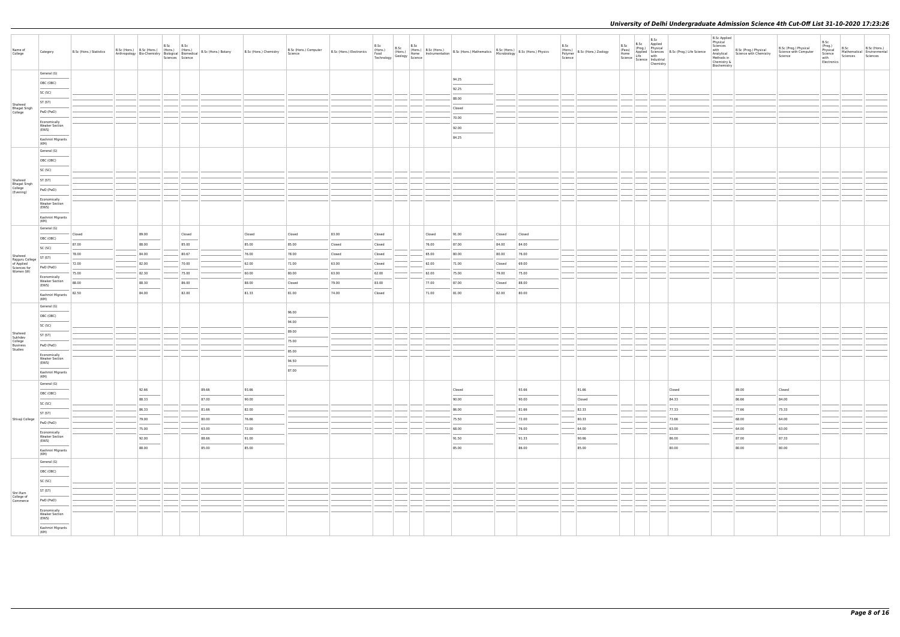| Name of College | Category | B.Sc (Hons.) Statistics | B.Sc (Hons.) Anthropology | B.Sc (Hons.) Bio-Chemistry | B.Sc (Hons.) Biological Sciences | B.Sc (Hons.) Biomedical Science | B.Sc (Hons.) Botany | B.Sc (Hons.) Chemistry | B.Sc (Hons.) Computer Science | B.Sc (Hons.) Electronics | B.Sc (Hons.) Food Technology | B.Sc (Hons.) Geology | B.Sc (Hons.) Home Science | B.Sc (Hons.) Instrumentation | B.Sc (Hons.) Mathematics | B.Sc (Hons.) Microbiology | B.Sc (Hons.) Physics | B.Sc (Hons.) Polymer Science | B.Sc (Hons.) Zoology | B.Sc (Pass) Home Science | B.Sc (Prog.) Applied Life Science | B.Sc Applied Physical Sciences with Industrial Chemistry | B.Sc (Prog.) Life Science | B.Sc Applied Physical Sciences with Analytical Methods in Chemistry & Biochemistry | B.Sc (Prog.) Physical Science with Chemistry | B.Sc (Prog.) Physical Science with Computer Science | B.Sc (Prog.) Physical Science with Electronics | B.Sc Mathematical Sciences | B.Sc (Hons.) Environmental Sciences |
|---|---|---|---|---|---|---|---|---|---|---|---|---|---|---|---|---|---|---|---|---|---|---|---|---|---|---|---|---|---|
| Shaheed Bhagat Singh College | General (G) | | | | | | | | | | | | | | 94.25 | | | | | | | | | | | | | | |
| | OBC (OBC) | | | | | | | | | | | | | | 92.25 | | | | | | | | | | | | | | |
| | SC (SC) | | | | | | | | | | | | | | 88.00 | | | | | | | | | | | | | | |
| | ST (ST) | | | | | | | | | | | | | | Closed | | | | | | | | | | | | | | |
| | PwD (PwD) | | | | | | | | | | | | | | 70.00 | | | | | | | | | | | | | | |
| | Economically Weaker Section (EWS) | | | | | | | | | | | | | | 92.00 | | | | | | | | | | | | | | |
| | Kashmiri Migrants (KM) | | | | | | | | | | | | | | 84.25 | | | | | | | | | | | | | | |
| Shaheed Bhagat Singh College (Evening) | General (G) | | | | | | | | | | | | | | | | | | | | | | | | | | | | |
| | OBC (OBC) | | | | | | | | | | | | | | | | | | | | | | | | | | | | |
| | SC (SC) | | | | | | | | | | | | | | | | | | | | | | | | | | | | |
| | ST (ST) | | | | | | | | | | | | | | | | | | | | | | | | | | | | |
| | PwD (PwD) | | | | | | | | | | | | | | | | | | | | | | | | | | | | |
| | Economically Weaker Section (EWS) | | | | | | | | | | | | | | | | | | | | | | | | | | | | |
| | Kashmiri Migrants (KM) | | | | | | | | | | | | | | | | | | | | | | | | | | | | |
| Shaheed Rajguru College of Applied Sciences for Women (W) | General (G) | Closed | | 89.00 | | Closed | | Closed | Closed | 83.00 | Closed | | | Closed | 91.00 | Closed | Closed | | | | | | | | | | | | |
| | OBC (OBC) | 87.00 | | 88.00 | | 85.00 | | 85.00 | 85.00 | Closed | Closed | | | 76.00 | 87.00 | 84.00 | 84.00 | | | | | | | | | | | | |
| | SC (SC) | 78.00 | | 84.00 | | 80.67 | | 76.00 | 78.00 | Closed | Closed | | | 65.00 | 80.00 | 80.00 | 76.00 | | | | | | | | | | | | |
| | ST (ST) | 72.00 | | 82.00 | | 70.00 | | 62.00 | 71.00 | 63.00 | Closed | | | 62.00 | 71.00 | Closed | 69.00 | | | | | | | | | | | | |
| | PwD (PwD) | 75.00 | | 82.30 | | 75.00 | | 60.00 | 80.00 | 63.00 | 62.00 | | | 62.00 | 75.00 | 79.00 | 75.00 | | | | | | | | | | | | |
| | Economically Weaker Section (EWS) | 88.00 | | 88.30 | | 86.00 | | 88.00 | Closed | 79.00 | 83.00 | | | 77.00 | 87.00 | Closed | 88.00 | | | | | | | | | | | | |
| | Kashmiri Migrants (KM) | 82.50 | | 84.00 | | 82.00 | | 81.33 | 81.00 | 74.00 | Closed | | | 71.00 | 81.00 | 82.00 | 80.00 | | | | | | | | | | | | |
| Shaheed Sukhdev College Business Studies | General (G) | | | | | | | | 96.00 | | | | | | | | | | | | | | | | | | | | |
| | OBC (OBC) | | | | | | | | 94.00 | | | | | | | | | | | | | | | | | | | | |
| | SC (SC) | | | | | | | | 89.00 | | | | | | | | | | | | | | | | | | | | |
| | ST (ST) | | | | | | | | 75.00 | | | | | | | | | | | | | | | | | | | | |
| | PwD (PwD) | | | | | | | | 85.00 | | | | | | | | | | | | | | | | | | | | |
| | Economically Weaker Section (EWS) | | | | | | | | 94.50 | | | | | | | | | | | | | | | | | | | | |
| | Kashmiri Migrants (KM) | | | | | | | | 87.00 | | | | | | | | | | | | | | | | | | | | |
| Shivaji College | General (G) | | | 92.66 | | | 89.66 | 93.66 | | | | | | | Closed | | 93.66 | | 91.66 | | | | Closed | | 89.00 | Closed | | | |
| | OBC (OBC) | | | 88.33 | | | 87.00 | 90.00 | | | | | | | 90.00 | | 90.00 | | Closed | | | | 84.33 | | 86.66 | 84.00 | | | |
| | SC (SC) | | | 86.33 | | | 81.66 | 82.00 | | | | | | | 86.00 | | 81.66 | | 82.33 | | | | 77.33 | | 77.66 | 75.33 | | | |
| | ST (ST) | | | 79.00 | | | 80.00 | 76.66 | | | | | | | 75.50 | | 72.00 | | 80.33 | | | | 73.66 | | 68.00 | 64.00 | | | |
| | PwD (PwD) | | | 75.00 | | | 63.00 | 72.00 | | | | | | | 68.00 | | 76.00 | | 64.00 | | | | 63.00 | | 64.00 | 63.00 | | | |
| | Economically Weaker Section (EWS) | | | 92.00 | | | 88.66 | 91.00 | | | | | | | 91.50 | | 91.33 | | 90.66 | | | | 86.00 | | 87.00 | 87.33 | | | |
| | Kashmiri Migrants (KM) | | | 88.00 | | | 85.00 | 85.00 | | | | | | | 85.00 | | 86.00 | | 85.00 | | | | 80.00 | | 80.00 | 80.00 | | | |
| Shri Ram College of Commerce | General (G) | | | | | | | | | | | | | | | | | | | | | | | | | | | | |
| | OBC (OBC) | | | | | | | | | | | | | | | | | | | | | | | | | | | | |
| | SC (SC) | | | | | | | | | | | | | | | | | | | | | | | | | | | | |
| | ST (ST) | | | | | | | | | | | | | | | | | | | | | | | | | | | | |
| | PwD (PwD) | | | | | | | | | | | | | | | | | | | | | | | | | | | | |
| | Economically Weaker Section (EWS) | | | | | | | | | | | | | | | | | | | | | | | | | | | | |
| | Kashmiri Migrants (KM) | | | | | | | | | | | | | | | | | | | | | | | | | | | | |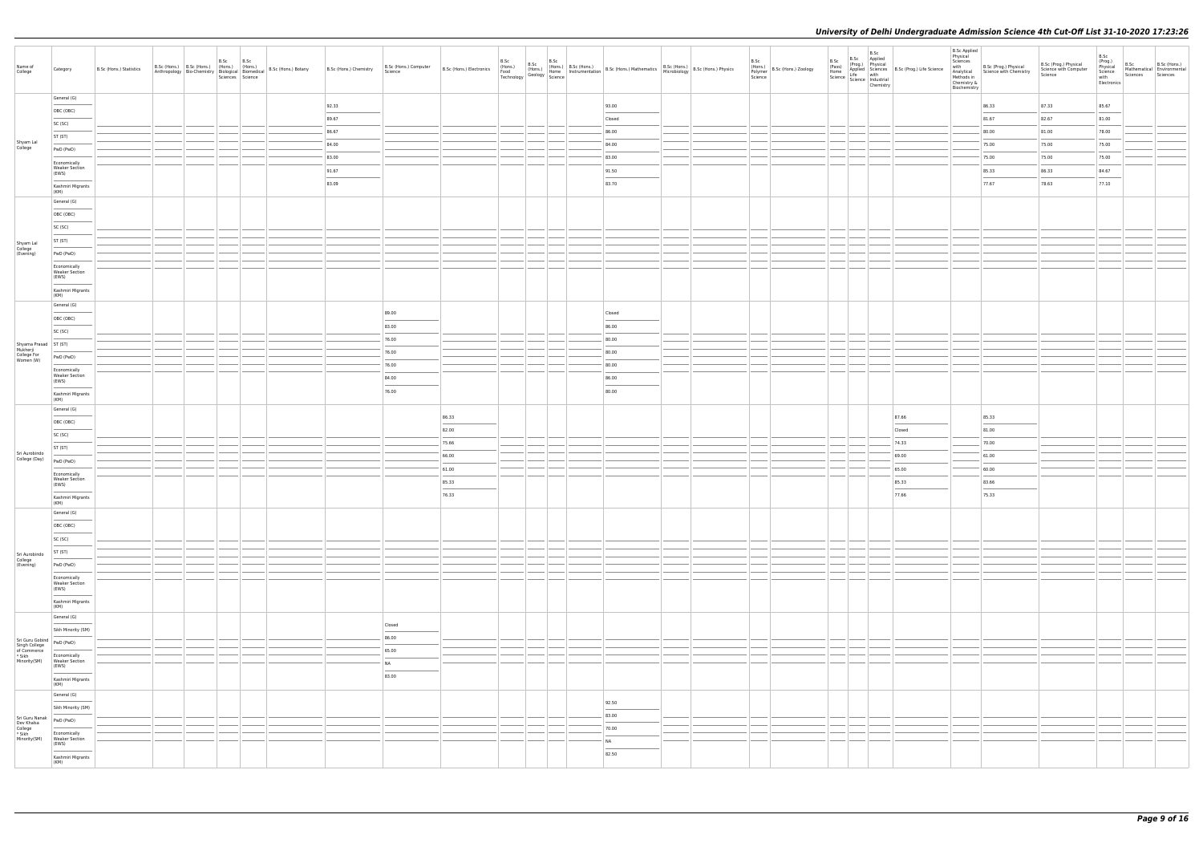| Name of College | Category | B.Sc (Hons.) Statistics | B.Sc (Hons.) Anthropology | B.Sc (Hons.) Bio-Chemistry | B.Sc (Hons.) Biological Sciences | B.Sc (Hons.) Biomedical Science | B.Sc (Hons.) Botany | B.Sc (Hons.) Chemistry | B.Sc (Hons.) Computer Science | B.Sc (Hons.) Electronics | B.Sc (Hons.) Food Technology | B.Sc (Hons.) Geology | B.Sc (Hons.) Home Science | B.Sc (Hons.) Instrumentation | B.Sc (Hons.) Mathematics | B.Sc (Hons.) Microbiology | B.Sc (Hons.) Physics | B.Sc (Hons.) Polymer Science | B.Sc (Hons.) Zoology | B.Sc (Pass) Home Science | B.Sc (Prog.) Applied Life Science | B.Sc Applied Physical Sciences with Industrial Chemistry | B.Sc (Prog.) Life Science | B.Sc Applied Physical Sciences with Analytical Methods in Chemistry & Biochemistry | B.Sc (Prog.) Physical Science with Chemistry | B.Sc (Prog.) Physical Science with Computer Science | B.Sc (Prog.) Physical Science with Electronics | B.Sc Mathematical Sciences | B.Sc (Hons.) Environmental Sciences |
|---|---|---|---|---|---|---|---|---|---|---|---|---|---|---|---|---|---|---|---|---|---|---|---|---|---|---|---|---|---|
| Shyam Lal College | General (G) | | | | | | | 92.33 | | | | | | | 93.00 | | | | | | | | | | 86.33 | 87.33 | 85.67 | | |
| | OBC (OBC) | | | | | | | 89.67 | | | | | | | Closed | | | | | | | | | | 81.67 | 82.67 | 81.00 | | |
| | SC (SC) | | | | | | | 86.67 | | | | | | | 86.00 | | | | | | | | | | 80.00 | 81.00 | 78.00 | | |
| | ST (ST) | | | | | | | 84.00 | | | | | | | 84.00 | | | | | | | | | | 75.00 | 75.00 | 75.00 | | |
| | PwD (PwD) | | | | | | | 83.00 | | | | | | | 83.00 | | | | | | | | | | 75.00 | 75.00 | 75.00 | | |
| | Economically Weaker Section (EWS) | | | | | | | 91.67 | | | | | | | 91.50 | | | | | | | | | | 85.33 | 86.33 | 84.67 | | |
| | Kashmiri Migrants (KM) | | | | | | | 83.09 | | | | | | | 83.70 | | | | | | | | | | 77.67 | 78.63 | 77.10 | | |
| Shyam Lal College (Evening) | General (G) | | | | | | | | | | | | | | | | | | | | | | | | | | | | |
| | OBC (OBC) | | | | | | | | | | | | | | | | | | | | | | | | | | | | |
| | SC (SC) | | | | | | | | | | | | | | | | | | | | | | | | | | | | |
| | ST (ST) | | | | | | | | | | | | | | | | | | | | | | | | | | | | |
| | PwD (PwD) | | | | | | | | | | | | | | | | | | | | | | | | | | | | |
| | Economically Weaker Section (EWS) | | | | | | | | | | | | | | | | | | | | | | | | | | | | |
| | Kashmiri Migrants (KM) | | | | | | | | | | | | | | | | | | | | | | | | | | | | |
| Shyama Prasad Mukherji College For Women (W) | General (G) | | | | | | | | 89.00 | | | | | | Closed | | | | | | | | | | | | | | |
| | OBC (OBC) | | | | | | | | 83.00 | | | | | | 86.00 | | | | | | | | | | | | | | |
| | SC (SC) | | | | | | | | 76.00 | | | | | | 80.00 | | | | | | | | | | | | | | |
| | ST (ST) | | | | | | | | 76.00 | | | | | | 80.00 | | | | | | | | | | | | | | |
| | PwD (PwD) | | | | | | | | 76.00 | | | | | | 80.00 | | | | | | | | | | | | | | |
| | Economically Weaker Section (EWS) | | | | | | | | 84.00 | | | | | | 86.00 | | | | | | | | | | | | | | |
| | Kashmiri Migrants (KM) | | | | | | | | 76.00 | | | | | | 80.00 | | | | | | | | | | | | | | |
| Sri Aurobindo College (Day) | General (G) | | | | | | | | | 86.33 | | | | | | | | | | | | | 87.66 | | 85.33 | | | | |
| | OBC (OBC) | | | | | | | | | 82.00 | | | | | | | | | | | | | Closed | | 81.00 | | | | |
| | SC (SC) | | | | | | | | | 75.66 | | | | | | | | | | | | | 74.33 | | 70.00 | | | | |
| | ST (ST) | | | | | | | | | 66.00 | | | | | | | | | | | | | 69.00 | | 61.00 | | | | |
| | PwD (PwD) | | | | | | | | | 61.00 | | | | | | | | | | | | | 65.00 | | 60.00 | | | | |
| | Economically Weaker Section (EWS) | | | | | | | | | 85.33 | | | | | | | | | | | | | 85.33 | | 83.66 | | | | |
| | Kashmiri Migrants (KM) | | | | | | | | | 76.33 | | | | | | | | | | | | | 77.66 | | 75.33 | | | | |
| Sri Aurobindo College (Evening) | General (G) | | | | | | | | | | | | | | | | | | | | | | | | | | | | |
| | OBC (OBC) | | | | | | | | | | | | | | | | | | | | | | | | | | | | |
| | SC (SC) | | | | | | | | | | | | | | | | | | | | | | | | | | | | |
| | ST (ST) | | | | | | | | | | | | | | | | | | | | | | | | | | | | |
| | PwD (PwD) | | | | | | | | | | | | | | | | | | | | | | | | | | | | |
| | Economically Weaker Section (EWS) | | | | | | | | | | | | | | | | | | | | | | | | | | | | |
| | Kashmiri Migrants (KM) | | | | | | | | | | | | | | | | | | | | | | | | | | | | |
| Sri Guru Gobind Singh College of Commerce * Sikh Minority(SM) | General (G) | | | | | | | | Closed | | | | | | | | | | | | | | | | | | | | |
| | Sikh Minority (SM) | | | | | | | | 86.00 | | | | | | | | | | | | | | | | | | | | |
| | PwD (PwD) | | | | | | | | 65.00 | | | | | | | | | | | | | | | | | | | | |
| | Economically Weaker Section (EWS) | | | | | | | | NA | | | | | | | | | | | | | | | | | | | | |
| | Kashmiri Migrants (KM) | | | | | | | | 83.00 | | | | | | | | | | | | | | | | | | | | |
| Sri Guru Nanak Dev Khalsa College * Sikh Minority(SM) | General (G) | | | | | | | | | | | | | | 92.50 | | | | | | | | | | | | | | |
| | Sikh Minority (SM) | | | | | | | | | | | | | | 83.00 | | | | | | | | | | | | | | |
| | PwD (PwD) | | | | | | | | | | | | | | 70.00 | | | | | | | | | | | | | | |
| | Economically Weaker Section (EWS) | | | | | | | | | | | | | | NA | | | | | | | | | | | | | | |
| | Kashmiri Migrants (KM) | | | | | | | | | | | | | | 82.50 | | | | | | | | | | | | | | |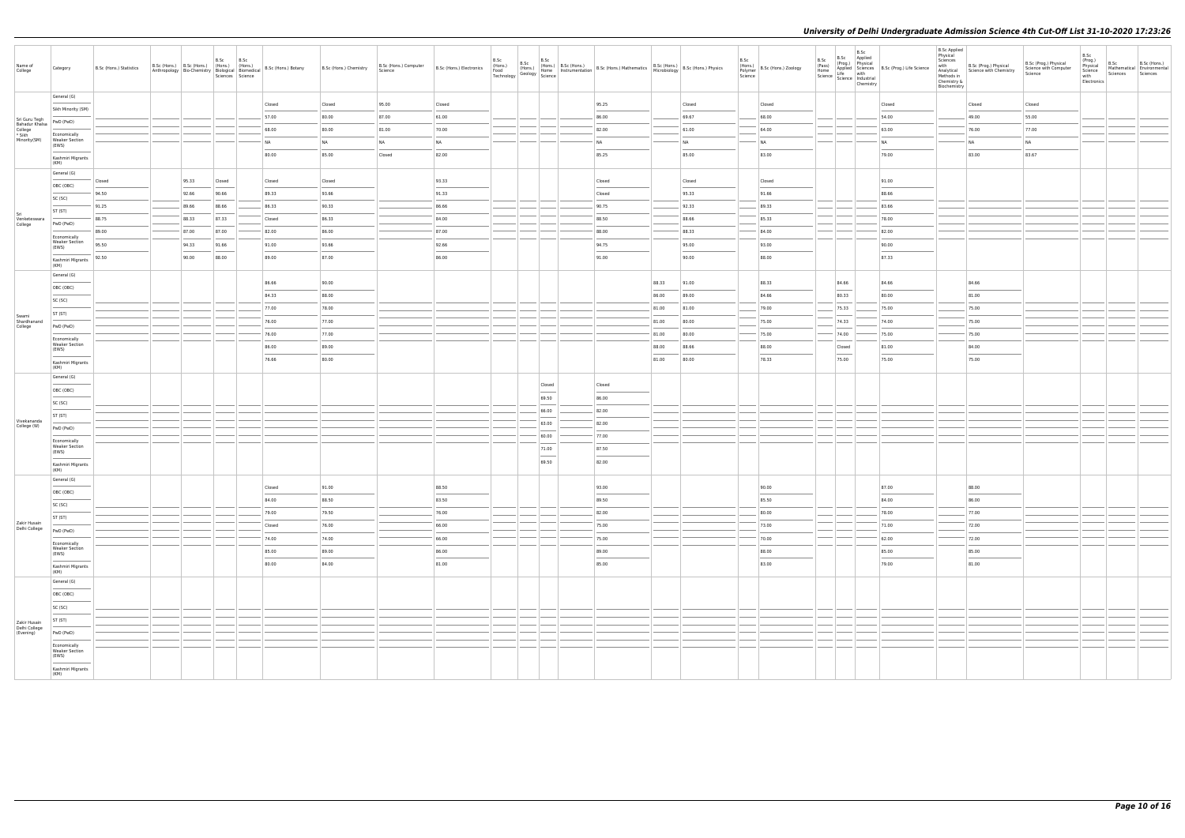# University of Delhi Undergraduate Admission Science 4th Cut-Off List 31-10-2020 17:23:26

| Name of College | Category | B.Sc (Hons.) Statistics | B.Sc (Hons.) Anthropology | B.Sc (Hons.) Bio-Chemistry | B.Sc (Hons.) Biological Sciences | B.Sc (Hons.) Biomedical Science | B.Sc (Hons.) Botany | B.Sc (Hons.) Chemistry | B.Sc (Hons.) Computer Science | B.Sc (Hons.) Electronics | B.Sc (Hons.) Food Technology | B.Sc (Hons.) Geology | B.Sc (Hons.) Home Science | B.Sc (Hons.) Instrumentation | B.Sc (Hons.) Mathematics | B.Sc (Hons.) Microbiology | B.Sc (Hons.) Physics | B.Sc (Hons.) Polymer Science | B.Sc (Hons.) Zoology | B.Sc (Pass) Home Science | B.Sc (Prog.) Applied Life Science | B.Sc Applied Physical Sciences with Industrial Chemistry | B.Sc (Prog.) Life Science | B.Sc Applied Physical Sciences with Analytical Methods in Chemistry & Biochemistry | B.Sc (Prog.) Physical Science with Chemistry | B.Sc (Prog.) Physical Science with Computer Science | B.Sc (Prog.) Physical Science with Electronics | B.Sc Mathematical Sciences | B.Sc (Hons.) Environmental Sciences |
|---|---|---|---|---|---|---|---|---|---|---|---|---|---|---|---|---|---|---|---|---|---|---|---|---|---|---|---|---|---|
| Sri Guru Tegh Bahadur Khalsa College * Sikh Minority(SM) | General (G) | | | | | | Closed | Closed | 95.00 | Closed | | | | | 95.25 | | Closed | | Closed | | | | Closed | | Closed | Closed | | | |
| | Sikh Minority (SM) | | | | | | 57.00 | 80.00 | 87.00 | 61.00 | | | | | 86.00 | | 69.67 | | 68.00 | | | | 54.00 | | 49.00 | 55.00 | | | |
| | PwD (PwD) | | | | | | 68.00 | 80.00 | 81.00 | 70.00 | | | | | 82.00 | | 61.00 | | 64.00 | | | | 63.00 | | 76.00 | 77.00 | | | |
| | Economically Weaker Section (EWS) | | | | | | NA | NA | NA | NA | | | | | NA | | NA | | NA | | | | NA | | NA | NA | | | |
| | Kashmiri Migrants (KM) | | | | | | 80.00 | 85.00 | Closed | 82.00 | | | | | 85.25 | | 85.00 | | 83.00 | | | | 79.00 | | 83.00 | 83.67 | | | |
| Sri Venkateswara College | General (G) | Closed | | 95.33 | Closed | | Closed | Closed | | 93.33 | | | | | Closed | | Closed | | Closed | | | | 91.00 | | | | | | |
| | OBC (OBC) | 94.50 | | 92.66 | 90.66 | | 89.33 | 93.66 | | 91.33 | | | | | Closed | | 95.33 | | 91.66 | | | | 88.66 | | | | | | |
| | SC (SC) | 91.25 | | 89.66 | 88.66 | | 86.33 | 90.33 | | 86.66 | | | | | 90.75 | | 92.33 | | 89.33 | | | | 83.66 | | | | | | |
| | ST (ST) | 88.75 | | 88.33 | 87.33 | | Closed | 86.33 | | 84.00 | | | | | 88.50 | | 88.66 | | 85.33 | | | | 78.00 | | | | | | |
| | PwD (PwD) | 89.00 | | 87.00 | 87.00 | | 82.00 | 86.00 | | 87.00 | | | | | 88.00 | | 88.33 | | 84.00 | | | | 82.00 | | | | | | |
| | Economically Weaker Section (EWS) | 95.50 | | 94.33 | 91.66 | | 91.00 | 93.66 | | 92.66 | | | | | 94.75 | | 95.00 | | 93.00 | | | | 90.00 | | | | | | |
| | Kashmiri Migrants (KM) | 92.50 | | 90.00 | 88.00 | | 89.00 | 87.00 | | 86.00 | | | | | 91.00 | | 90.00 | | 88.00 | | | | 87.33 | | | | | | |
| Swami Shardhanand College | General (G) | | | | | | 86.66 | 90.00 | | | | | | | | 88.33 | 91.00 | | 88.33 | | 84.66 | | 84.66 | | 84.66 | | | | |
| | OBC (OBC) | | | | | | 84.33 | 88.00 | | | | | | | | 86.00 | 89.00 | | 84.66 | | 80.33 | | 80.00 | | 81.00 | | | | |
| | SC (SC) | | | | | | 77.00 | 78.00 | | | | | | | | 81.00 | 81.00 | | 79.00 | | 75.33 | | 75.00 | | 75.00 | | | | |
| | ST (ST) | | | | | | 76.00 | 77.00 | | | | | | | | 81.00 | 80.00 | | 75.00 | | 74.33 | | 74.00 | | 75.00 | | | | |
| | PwD (PwD) | | | | | | 76.00 | 77.00 | | | | | | | | 81.00 | 80.00 | | 75.00 | | 74.00 | | 75.00 | | 75.00 | | | | |
| | Economically Weaker Section (EWS) | | | | | | 86.00 | 89.00 | | | | | | | | 88.00 | 88.66 | | 88.00 | | Closed | | 81.00 | | 84.00 | | | | |
| | Kashmiri Migrants (KM) | | | | | | 76.66 | 80.00 | | | | | | | | 81.00 | 80.00 | | 78.33 | | 75.00 | | 75.00 | | 75.00 | | | | |
| Vivekananda College (W) | General (G) | | | | | | | | | | | | Closed | | Closed | | | | | | | | | | | | | | |
| | OBC (OBC) | | | | | | | | | | | | 89.50 | | 86.00 | | | | | | | | | | | | | | |
| | SC (SC) | | | | | | | | | | | | 86.00 | | 82.00 | | | | | | | | | | | | | | |
| | ST (ST) | | | | | | | | | | | | 83.00 | | 82.00 | | | | | | | | | | | | | | |
| | PwD (PwD) | | | | | | | | | | | | 80.00 | | 77.00 | | | | | | | | | | | | | | |
| | Economically Weaker Section (EWS) | | | | | | | | | | | | 71.00 | | 87.50 | | | | | | | | | | | | | | |
| | Kashmiri Migrants (KM) | | | | | | | | | | | | 69.50 | | 82.00 | | | | | | | | | | | | | | |
| Zakir Husain Delhi College | General (G) | | | | | | Closed | 91.00 | | 88.50 | | | | | 93.00 | | | | 90.00 | | | | 87.00 | | 88.00 | | | | |
| | OBC (OBC) | | | | | | 84.00 | 88.50 | | 83.50 | | | | | 89.50 | | | | 85.50 | | | | 84.00 | | 86.00 | | | | |
| | SC (SC) | | | | | | 79.00 | 79.50 | | 76.00 | | | | | 82.00 | | | | 80.00 | | | | 78.00 | | 77.00 | | | | |
| | ST (ST) | | | | | | Closed | 76.00 | | 66.00 | | | | | 75.00 | | | | 73.00 | | | | 71.00 | | 72.00 | | | | |
| | PwD (PwD) | | | | | | 74.00 | 74.00 | | 66.00 | | | | | 75.00 | | | | 70.00 | | | | 62.00 | | 72.00 | | | | |
| | Economically Weaker Section (EWS) | | | | | | 85.00 | 89.00 | | 86.00 | | | | | 89.00 | | | | 88.00 | | | | 85.00 | | 85.00 | | | | |
| | Kashmiri Migrants (KM) | | | | | | 80.00 | 84.00 | | 81.00 | | | | | 85.00 | | | | 83.00 | | | | 79.00 | | 81.00 | | | | |
| Zakir Husain Delhi College (Evening) | General (G) | | | | | | | | | | | | | | | | | | | | | | | | | | | | |
| | OBC (OBC) | | | | | | | | | | | | | | | | | | | | | | | | | | | | |
| | SC (SC) | | | | | | | | | | | | | | | | | | | | | | | | | | | | |
| | ST (ST) | | | | | | | | | | | | | | | | | | | | | | | | | | | | |
| | PwD (PwD) | | | | | | | | | | | | | | | | | | | | | | | | | | | | |
| | Economically Weaker Section (EWS) | | | | | | | | | | | | | | | | | | | | | | | | | | | | |
| | Kashmiri Migrants (KM) | | | | | | | | | | | | | | | | | | | | | | | | | | | | |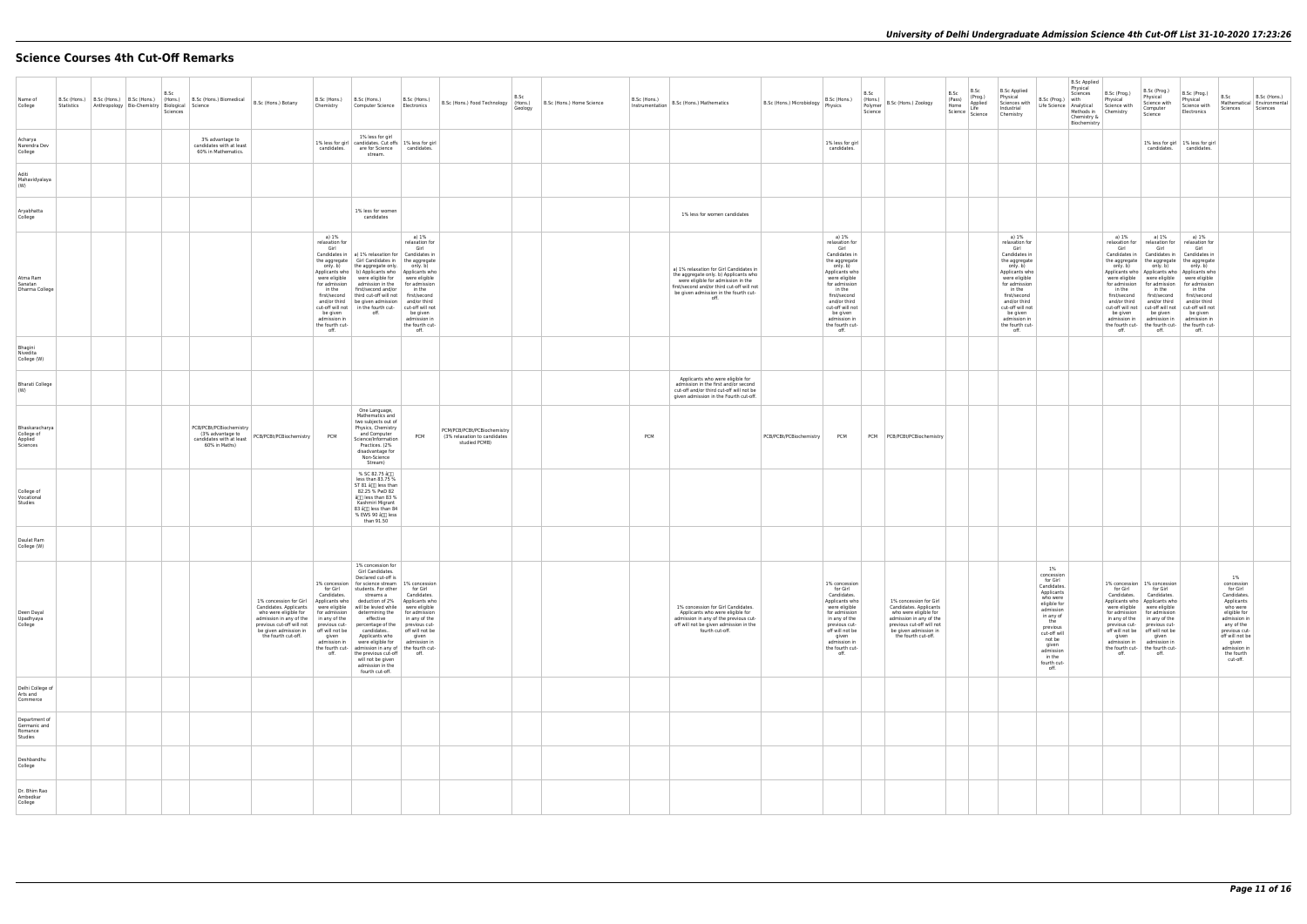# Science Courses 4th Cut-Off Remarks

| Name of College | B.Sc (Hons.) Statistics | B.Sc (Hons.) Anthropology | B.Sc (Hons.) Bio-Chemistry | B.Sc (Hons.) Biological Sciences | B.Sc (Hons.) Biomedical Science | B.Sc (Hons.) Botany | B.Sc (Hons.) Chemistry | B.Sc (Hons.) Computer Science | B.Sc (Hons.) Electronics | B.Sc (Hons.) Food Technology | B.Sc (Hons.) Geology | B.Sc (Hons.) Home Science | B.Sc (Hons.) Instrumentation | B.Sc (Hons.) Mathematics | B.Sc (Hons.) Microbiology | B.Sc (Hons.) Physics | B.Sc (Hons.) Polymer Science | B.Sc (Hons.) Zoology | B.Sc (Pass) Home Science | B.Sc (Prog.) Applied Life Science | B.Sc Applied Physical Sciences with Industrial Chemistry | B.Sc (Prog.) with Life Science | B.Sc Applied Physical Sciences with Analytical Methods in Chemistry & Biochemistry | B.Sc (Prog.) Physical Science with Chemistry | B.Sc (Prog.) Physical Science with Computer Science | B.Sc (Prog.) Physical Science with Electronics | B.Sc Mathematical Sciences | B.Sc (Hons.) Environmental Sciences |
|---|---|---|---|---|---|---|---|---|---|---|---|---|---|---|---|---|---|---|---|---|---|---|---|---|---|---|---|---|
| Acharya Narendra Dev College | | | | | 3% advantage to candidates with at least 60% in Mathematics. | | 1% less for girl candidates. | 1% less for girl candidates. Cut offs are for Science stream. | 1% less for girl candidates. | | | | | | | 1% less for girl candidates. | | | | | | | | | 1% less for girl candidates. | 1% less for girl candidates. | | |
| Aditi Mahavidyalaya (W) | | | | | | | | | | | | | | | | | | | | | | | | | | | | |
| Aryabhatta College | | | | | | | | 1% less for women candidates | | | | | | 1% less for women candidates | | | | | | | | | | | | | | |
| Atma Ram Sanatan Dharma College | | | | | | | a) 1% relaxation for Girl Candidates in the aggregate only. b) Applicants who were eligible for admission in the first/second and/or third cut-off will not be given admission in the fourth cut-off. | a) 1% relaxation for Girl Candidates in the aggregate only. b) Applicants who were eligible for admission in the first/second and/or third cut-off will not be given admission in the fourth cut-off. | a) 1% relaxation for Girl Candidates in the aggregate only. b) Applicants who were eligible for admission in the first/second and/or third cut-off will not be given admission in the fourth cut-off. | | | | | a) 1% relaxation for Girl Candidates in the aggregate only. b) Applicants who were eligible for admission in the first/second and/or third cut-off will not be given admission in the fourth cut-off. | | a) 1% relaxation for Girl Candidates in the aggregate only. b) Applicants who were eligible for admission in the first/second and/or third cut-off will not be given admission in the fourth cut-off. | | | | | a) 1% relaxation for Girl Candidates in the aggregate only. b) Applicants who were eligible for admission in the first/second and/or third cut-off will not be given admission in the fourth cut-off. | | | a) 1% relaxation for Girl Candidates in the aggregate only. b) Applicants who were eligible for admission in the first/second and/or third cut-off will not be given admission in the fourth cut-off. | a) 1% relaxation for Girl Candidates in the aggregate only. b) Applicants who were eligible for admission in the first/second and/or third cut-off will not be given admission in the fourth cut-off. | a) 1% relaxation for Girl Candidates in the aggregate only. b) Applicants who were eligible for admission in the first/second and/or third cut-off will not be given admission in the fourth cut-off. | | |
| Bhagini Nivedita College (W) | | | | | | | | | | | | | | | | | | | | | | | | | | | | |
| Bharati College (W) | | | | | | | | | | | | | | Applicants who were eligible for admission in the first and/or second cut-off and/or third cut-off will not be given admission in the Fourth cut-off. | | | | | | | | | | | | | | |
| Bhaskaracharya College of Applied Sciences | | | | | PCB/PCBt/PCBiochemistry (3% advantage to candidates with at least 60% in Maths) | PCB/PCBt/PCBiochemistry | PCM | One Language, Mathematics and two subjects out of Physics, Chemistry and Computer Science/Information Practices. (2% disadvantage for Non-Science Stream) | PCM | PCM/PCB/PCBt/PCBiochemistry (3% relaxation to candidates studied PCMB) | | | PCM | | PCB/PCBt/PCBiochemistry | PCM | PCM | PCB/PCBt/PCBiochemistry | | | | | | | | | | |
| College of Vocational Studies | | | | | | | | % SC 82.75 â less than 83.75 % ST 81 â less than 82.25 % PwD 82 â less than 83 % Kashmiri Migrant 83 â less than 84 % EWS 90 â less than 91.50 | | | | | | | | | | | | | | | | | | | | |
| Daulat Ram College (W) | | | | | | | | | | | | | | | | | | | | | | | | | | | | |
| Deen Dayal Upadhyaya College | | | | | | 1% concession for Girl Candidates. Applicants who were eligible for admission in any of the previous cut-off will not be given admission in the fourth cut-off. | 1% concession for Girl Candidates. Applicants who were eligible for admission in any of the previous cut-off will not be given admission in the fourth cut-off. | 1% concession for Girl Candidates. Declared cut-off is for science stream students. For other streams a deduction of 2% will be levied while determining the effective percentage of the candidates. Applicants who were eligible for admission in any of the previous cut-off will not be given admission in the fourth cut-off. | 1% concession for Girl Candidates. Applicants who were eligible for admission in any of the previous cut-off will not be given admission in the fourth cut-off. | | | | | 1% concession for Girl Candidates. Applicants who were eligible for admission in any of the previous cut-off will not be given admission in the fourth cut-off. | | 1% concession for Girl Candidates. Applicants who were eligible for admission in any of the previous cut-off will not be given admission in the fourth cut-off. | | 1% concession for Girl Candidates. Applicants who were eligible for admission in any of the previous cut-off will not be given admission in the fourth cut-off. | | | | 1% concession for Girl Candidates. Applicants who were eligible for admission in any of the the previous cut-off will not be given admission in the fourth cut-off. | | 1% concession for Girl Candidates. Applicants who were eligible for admission in any of the previous cut-off will not be given admission in the fourth cut-off. | 1% concession for Girl Candidates. Applicants who were eligible for admission in any of the previous cut-off will not be given admission in the fourth cut-off. | | 1% concession for Girl Candidates. Applicants who were eligible for admission in any of the previous cut-off will not be given admission in the fourth cut-off. | |
| Delhi College of Arts and Commerce | | | | | | | | | | | | | | | | | | | | | | | | | | | | |
| Department of Germanic and Romance Studies | | | | | | | | | | | | | | | | | | | | | | | | | | | | |
| Deshbandhu College | | | | | | | | | | | | | | | | | | | | | | | | | | | | |
| Dr. Bhim Rao Ambedkar College | | | | | | | | | | | | | | | | | | | | | | | | | | | | |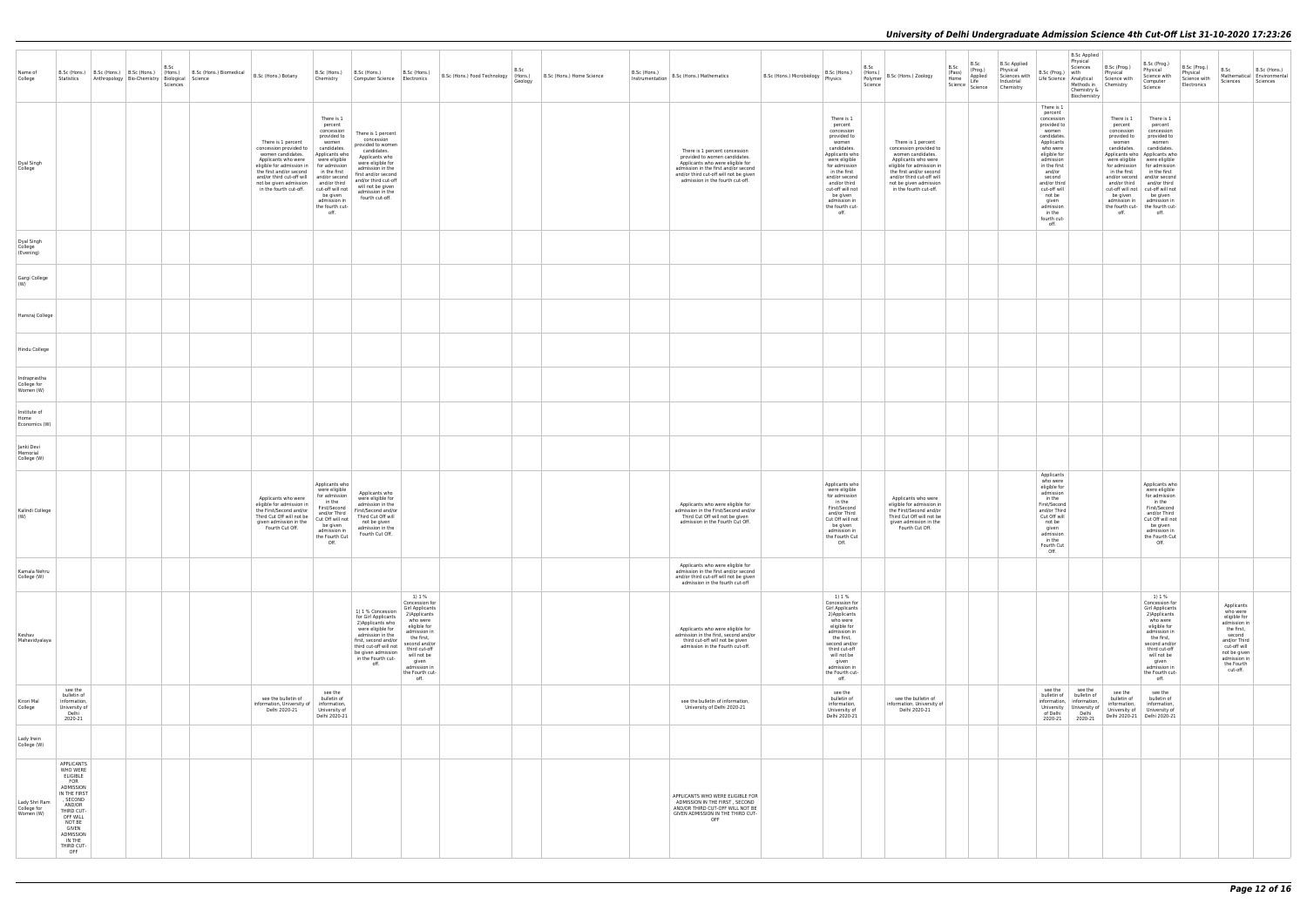| Name of College | B.Sc (Hons.) Statistics | B.Sc (Hons.) Anthropology | B.Sc (Hons.) Bio-Chemistry | B.Sc (Hons.) Biological Sciences | B.Sc (Hons.) Biomedical Science | B.Sc (Hons.) Botany | B.Sc (Hons.) Chemistry | B.Sc (Hons.) Computer Science | B.Sc (Hons.) Electronics | B.Sc (Hons.) Food Technology | B.Sc (Hons.) Geology | B.Sc (Hons.) Home Science | B.Sc (Hons.) Instrumentation | B.Sc (Hons.) Mathematics | B.Sc (Hons.) Microbiology | B.Sc (Hons.) Physics | B.Sc (Hons.) Polymer Science | B.Sc (Hons.) Zoology | B.Sc (Pass) Home Science | B.Sc (Prog.) Applied Life Science | B.Sc Applied Physical Sciences with Industrial Chemistry | B.Sc (Prog.) Life Science | B.Sc Applied Physical Sciences with Analytical Methods in Chemistry & Biochemistry | B.Sc (Prog.) Physical Science with Chemistry | B.Sc (Prog.) Physical Science with Computer Science | B.Sc (Prog.) Physical Science with Electronics | B.Sc Mathematical Sciences | B.Sc (Hons.) Environmental Sciences |
|---|---|---|---|---|---|---|---|---|---|---|---|---|---|---|---|---|---|---|---|---|---|---|---|---|---|---|---|---|
| Dyal Singh College | | | | | | There is 1 percent concession provided to women candidates. Applicants who were eligible for admission in the first and/or second and/or third cut-off will not be given admission in the fourth cut-off. | There is 1 percent concession provided to women candidates. Applicants who were eligible for admission in the first and/or second and/or third cut-off will not be given admission in the fourth cut-off. | There is 1 percent concession provided to women candidates. Applicants who were eligible for admission in the first and/or second and/or third cut-off will not be given admission in the fourth cut-off. | | | | | | There is 1 percent concession provided to women candidates. Applicants who were eligible for admission in the first and/or second and/or third cut-off will not be given admission in the fourth cut-off. | | There is 1 percent concession provided to women candidates. Applicants who were eligible for admission in the first and/or second and/or third cut-off will not be given admission in the fourth cut-off. | | There is 1 percent concession provided to women candidates. Applicants who were eligible for admission in the first and/or second and/or third cut-off will not be given admission in the fourth cut-off. | | | | There is 1 percent concession provided to women candidates. Applicants who were eligible for admission in the first and/or second and/or third cut-off will not be given admission in the fourth cut-off. | | There is 1 percent concession provided to women candidates. Applicants who were eligible for admission in the first and/or second and/or third cut-off will not be given admission in the fourth cut-off. | There is 1 percent concession provided to women candidates. Applicants who were eligible for admission in the first and/or second and/or third cut-off will not be given admission in the fourth cut-off. | | | |
| Dyal Singh College (Evening) | | | | | | | | | | | | | | | | | | | | | | | | | | | | |
| Gargi College (W) | | | | | | | | | | | | | | | | | | | | | | | | | | | | |
| Hansraj College | | | | | | | | | | | | | | | | | | | | | | | | | | | | |
| Hindu College | | | | | | | | | | | | | | | | | | | | | | | | | | | | |
| Indraprastha College for Women (W) | | | | | | | | | | | | | | | | | | | | | | | | | | | | |
| Institute of Home Economics (W) | | | | | | | | | | | | | | | | | | | | | | | | | | | | |
| Janki Devi Memorial College (W) | | | | | | | | | | | | | | | | | | | | | | | | | | | | |
| Kalindi College (W) | | | | | | Applicants who were eligible for admission in the First/Second and/or Third Cut Off will not be given admission in the Fourth Cut Off. | Applicants who were eligible for admission in the First/Second and/or Third Cut Off will not be given admission in the Fourth Cut Off. | Applicants who were eligible for admission in the First/Second and/or Third Cut Off will not be given admission in the Fourth Cut Off. | | | | | | Applicants who were eligible for admission in the First/Second and/or Third Cut Off will not be given admission in the Fourth Cut Off. | | Applicants who were eligible for admission in the First/Second and/or Third Cut Off will not be given admission in the Fourth Cut Off. | | Applicants who were eligible for admission in the First/Second and/or Third Cut Off will not be given admission in the Fourth Cut Off. | | | | Applicants who were eligible for admission in the First/Second and/or Third Cut Off will not be given admission in the Fourth Cut Off. | | | Applicants who were eligible for admission in the First/Second and/or Third Cut Off will not be given admission in the Fourth Cut Off. | | | |
| Kamala Nehru College (W) | | | | | | | | | | | | | | Applicants who were eligible for admission in the first and/or second and/or third cut-off will not be given admission in the fourth cut-off | | | | | | | | | | | | | | |
| Keshav Mahavidyalaya | | | | | | | | 1) 1 % Concession for Girl Applicants 2)Applicants who were eligible for admission in the first, second and/or third cut-off will not be given admission in the Fourth cut-off. | 1) 1 % Concession for Girl Applicants 2)Applicants who were eligible for admission in the first, second and/or third cut-off will not be given admission in the Fourth cut-off. | | | | | Applicants who were eligible for admission in the first, second and/or third cut-off will not be given admission in the Fourth cut-off. | | 1) 1 % Concession for Girl Applicants 2)Applicants who were eligible for admission in the first, second and/or third cut-off will not be given admission in the Fourth cut-off. | | | | | | | | | 1) 1 % Concession for Girl Applicants 2)Applicants who were eligible for admission in the first, second and/or third cut-off will not be given admission in the Fourth cut-off. | | Applicants who were eligible for admission in the first, second and/or Third cut-off will not be given admission in the Fourth cut-off. | |
| Kirori Mal College | see the bulletin of information, University of Delhi 2020-21 | | | | | see the bulletin of information, University of Delhi 2020-21 | see the bulletin of information, University of Delhi 2020-21 | | | | | | | see the bulletin of information, University of Delhi 2020-21 | | see the bulletin of information, University of Delhi 2020-21 | | see the bulletin of information, University of Delhi 2020-21 | | | | see the bulletin of information, University of Delhi 2020-21 | see the bulletin of information, University of Delhi 2020-21 | see the bulletin of information, University of Delhi 2020-21 | see the bulletin of information, University of Delhi 2020-21 | | | |
| Lady Irwin College (W) | | | | | | | | | | | | | | | | | | | | | | | | | | | | |
| Lady Shri Ram College for Women (W) | APPLICANTS WHO WERE ELIGIBLE FOR ADMISSION IN THE FIRST , SECOND AND/OR THIRD CUT-OFF WILL NOT BE GIVEN ADMISSION IN THE THIRD CUT-OFF | | | | | | | | | | | | | APPLICANTS WHO WERE ELIGIBLE FOR ADMISSION IN THE FIRST , SECOND AND/OR THIRD CUT-OFF WILL NOT BE GIVEN ADMISSION IN THE THIRD CUT-OFF | | | | | | | | | | | | | | |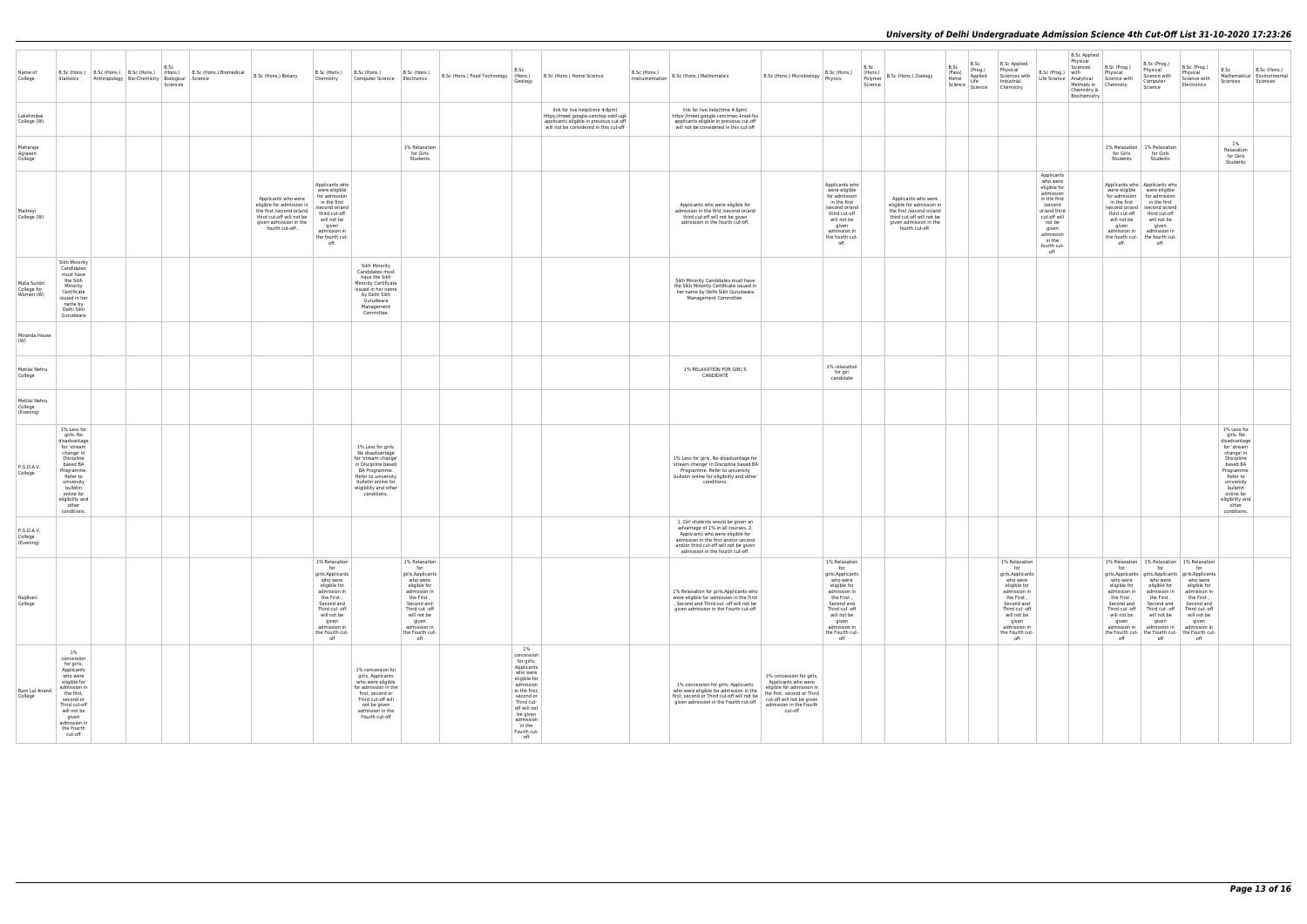| Name of College | B.Sc (Hons.) Statistics | B.Sc (Hons.) Anthropology | B.Sc (Hons.) Bio-Chemistry | B.Sc (Hons.) Biological Sciences | B.Sc (Hons.) Biomedical Science | B.Sc (Hons.) Botany | B.Sc (Hons.) Chemistry | B.Sc (Hons.) Computer Science | B.Sc (Hons.) Electronics | B.Sc (Hons.) Food Technology | B.Sc (Hons.) Geology | B.Sc (Hons.) Home Science | B.Sc (Hons.) Instrumentation | B.Sc (Hons.) Mathematics | B.Sc (Hons.) Microbiology | B.Sc (Hons.) Physics | B.Sc (Hons.) Polymer Science | B.Sc (Hons.) Zoology | B.Sc (Pass) Home Science | B.Sc (Prog.) Applied Life Science | B.Sc Applied Physical Sciences with Industrial Chemistry | B.Sc (Prog.) Life Science | B.Sc Applied Physical Sciences with Analytical Methods in Chemistry & Biochemistry | B.Sc (Prog.) Physical Science with Chemistry | B.Sc (Prog.) Physical Science with Computer Science | B.Sc (Prog.) Physical Science with Electronics | B.Sc Mathematical Sciences | B.Sc (Hons.) Environmental Sciences |
|---|---|---|---|---|---|---|---|---|---|---|---|---|---|---|---|---|---|---|---|---|---|---|---|---|---|---|---|---|
| Lakshmibai College (W) | | | | | | | | | | | | link for live help(time 4-6pm) https://meet.google.com/ob-ssbf-ugk applicants eligible in previous cut-off will not be considered in this cut-off | | link for live help(time 4-6pm) https://meet.google.com/mwc-knod-fss applicants eligible in previous cut-off will not be considered in this cut-off | | | | | | | | | | | | | | |
| Maharaja Agrasen College | | | | | | | | | 1% Relaxation for Girls Students | | | | | | | | | | | | | | | 1% Relaxation for Girls Students | 1% Relaxation for Girls Students | | 1% Relaxation for Girls Students | |
| Maitreyi College (W) | | | | | | Applicants who were eligible for admission in the first /second or/and third cut-off will not be given admission in the fourth cut-off. | Applicants who were eligible for admission in the first /second or/and third cut-off will not be given admission in the fourth cut-off. | | | | | | | Applicants who were eligible for admission in the first /second or/and third cut-off will not be given admission in the fourth cut-off. | | Applicants who were eligible for admission in the first /second or/and third cut-off will not be given admission in the fourth cut-off. | | Applicants who were eligible for admission in the first /second or/and third cut-off will not be given admission in the fourth cut-off. | | | | Applicants who were eligible for admission in the first /second or/and third cut-off will not be given admission in the fourth cut-off. | | Applicants who were eligible for admission in the first /second or/and third cut-off will not be given admission in the fourth cut-off. | Applicants who were eligible for admission in the first /second or/and third cut-off will not be given admission in the fourth cut-off. | | | |
| Mata Sundri College for Women (W) | Sikh Minority Candidates must have the Sikh Minority Certificate issued in her name by Delhi Sikh Gurudwara | | | | | | | Sikh Minority Candidates must have the Sikh Minority Certificate issued in her name by Delhi Sikh Gurudwara Management Committee. | | | | | | Sikh Minority Candidates must have the Sikh Minority Certificate issued in her name by Delhi Sikh Gurudwara Management Committee. | | | | | | | | | | | | | | |
| Miranda House (W) | | | | | | | | | | | | | | | | | | | | | | | | | | | | |
| Motilal Nehru College | | | | | | | | | | | | | | 1% RELAXATION FOR GIRL'S CANDIDATE | | 1% relaxation for girl candidate | | | | | | | | | | | | |
| Motilal Nehru College (Evening) | | | | | | | | | | | | | | | | | | | | | | | | | | | | |
| P.G.D.A.V. College | 1% Less for girls. No disadvantage for 'stream change' in Discipline based BA Programme. Refer to university bulletin online for eligibility and other conditions. | | | | | | | 1% Less for girls. No disadvantage for 'stream change' in Discipline based BA Programme. Refer to university bulletin online for eligibility and other conditions. | | | | | | 1% Less for girls. No disadvantage for 'stream change' in Discipline based BA Programme. Refer to university bulletin online for eligibility and other conditions. | | | | | | | | | | | | | 1% Less for girls. No disadvantage for 'stream change' in Discipline based BA Programme. Refer to university bulletin online for eligibility and other conditions. | |
| P.G.D.A.V. College (Evening) | | | | | | | | | | | | | | 1. Girl students would be given an advantage of 1% in all courses. 2. Applicants who were eligible for admission in the first and/or second and/or third cut-off will not be given admission in the fourth cut-off. | | | | | | | | | | | | | | |
| Rajdhani College | | | | | | | 1% Relaxation for girls.Applicants who were eligible for admission in the First , Second and Third cut -off will not be given admission in the Fourth cut-off | | 1% Relaxation for girls.Applicants who were eligible for admission in the First , Second and Third cut -off will not be given admission in the Fourth cut-off | | | | | 1% Relaxation for girls.Applicants who were eligible for admission in the First , Second and Third cut -off will not be given admission in the Fourth cut-off | | 1% Relaxation for girls.Applicants who were eligible for admission in the First , Second and Third cut -off will not be given admission in the Fourth cut-off | | | | | 1% Relaxation for girls.Applicants who were eligible for admission in the First , Second and Third cut -off will not be given admission in the Fourth cut-off | | | 1% Relaxation for girls.Applicants who were eligible for admission in the First , Second and Third cut -off will not be given admission in the Fourth cut-off | 1% Relaxation for girls.Applicants who were eligible for admission in the First , Second and Third cut -off will not be given admission in the Fourth cut-off | 1% Relaxation for girls.Applicants who were eligible for admission in the First , Second and Third cut -off will not be given admission in the Fourth cut-off | | |
| Ram Lal Anand College | 1% concession for girls, Applicants who were eligible for admission in the first, second or Third cut-off will not be given admission in the Fourth cut-off | | | | | | | 1% concession for girls, Applicants who were eligible for admission in the first, second or Third cut-off will not be given admission in the Fourth cut-off | | | 1% concession for girls, Applicants who were eligible for admission in the first, second or Third cut-off will not be given admission in the Fourth cut-off | | | 1% concession for girls, Applicants who were eligible for admission in the first, second or Third cut-off will not be given admission in the Fourth cut-off | 1% concession for girls, Applicants who were eligible for admission in the first, second or Third cut-off will not be given admission in the Fourth cut-off | | | | | | | | | | | | | |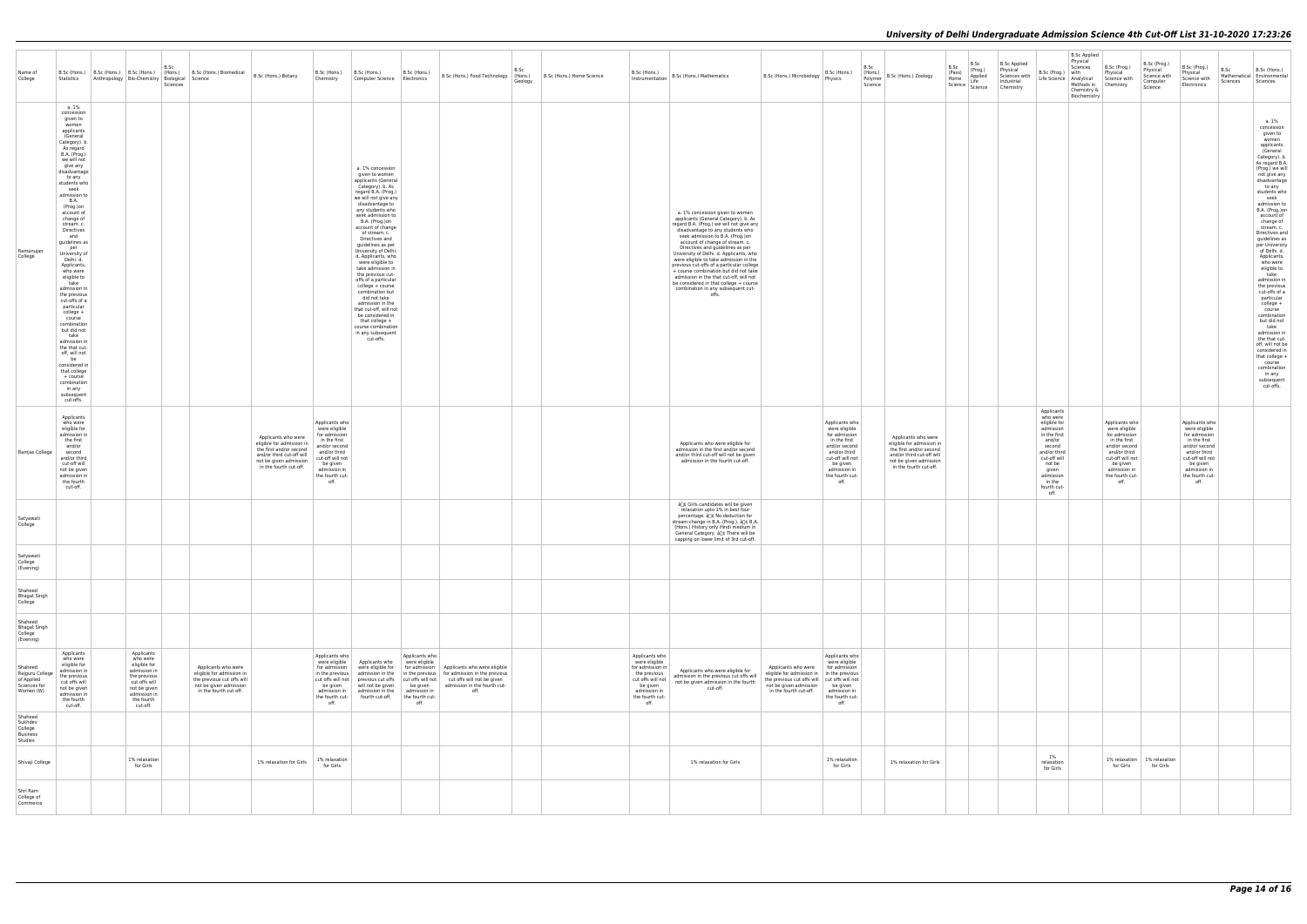| Name of College | B.Sc (Hons.) Statistics | B.Sc (Hons.) Anthropology | B.Sc (Hons.) Bio-Chemistry | B.Sc (Hons.) Biological Sciences | B.Sc (Hons.) Biomedical Science | B.Sc (Hons.) Botany | B.Sc (Hons.) Chemistry | B.Sc (Hons.) Computer Science | B.Sc (Hons.) Electronics | B.Sc (Hons.) Food Technology | B.Sc (Hons.) Geology | B.Sc (Hons.) Home Science | B.Sc (Hons.) Instrumentation | B.Sc (Hons.) Mathematics | B.Sc (Hons.) Microbiology | B.Sc (Hons.) Physics | B.Sc (Hons.) Polymer Science | B.Sc (Hons.) Zoology | B.Sc (Pass) Home Science | B.Sc (Prog.) Applied Life Science | B.Sc Applied Physical Sciences with Industrial Chemistry | B.Sc (Prog.) Life Science | B.Sc Applied Physical Sciences with Analytical Methods in Chemistry & Biochemistry | B.Sc (Prog.) Physical Science with Chemistry | B.Sc (Prog.) Physical Science with Computer Science | B.Sc (Prog.) Physical Science with Electronics | B.Sc Mathematical Sciences | B.Sc (Hons.) Environmental Sciences |
|---|---|---|---|---|---|---|---|---|---|---|---|---|---|---|---|---|---|---|---|---|---|---|---|---|---|---|---|---|
| Ramanujan College | a. 1% concession given to women applicants (General Category). b. As regard B.A. (Prog.) we will not give any disadvantage to any students who seek admission to B.A. (Prog.)on account of change of stream. c. Directives and guidelines as per University of Delhi. d. Applicants, who were eligible to take admission in the previous cut-offs of a particular college + course combination but did not take admission in the that cut-off, will not be considered in that college + course combination in any subsequent cut-offs. | | | | | | | a. 1% concession given to women applicants (General Category). b. As regard B.A. (Prog.) we will not give any disadvantage to any students who seek admission to B.A. (Prog.)on account of change of stream. c. Directives and guidelines as per University of Delhi. d. Applicants, who were eligible to take admission in the previous cut-offs of a particular college + course combination but did not take admission in the that cut-off, will not be considered in that college + course combination in any subsequent cut-offs. | | | | | | a. 1% concession given to women applicants (General Category). b. As regard B.A. (Prog.) we will not give any disadvantage to any students who seek admission to B.A. (Prog.)on account of change of stream. c. Directives and guidelines as per University of Delhi. d. Applicants, who were eligible to take admission in the previous cut-offs of a particular college + course combination but did not take admission in the that cut-off, will not be considered in that college + course combination in any subsequent cut-offs. | | | | | | | | | | | | | | a. 1% concession given to women applicants (General Category). b. As regard B.A. (Prog.) we will not give any disadvantage to any students who seek admission to B.A. (Prog.)on account of change of stream. c. Directives and guidelines as per University of Delhi. d. Applicants, who were eligible to take admission in the previous cut-offs of a particular college + course combination but did not take admission in the that cut-off, will not be considered in that college + course combination in any subsequent cut-offs. |
| Ramjas College | Applicants who were eligible for admission in the first and/or second and/or third cut-off will not be given admission in the fourth cut-off. | | | | | Applicants who were eligible for admission in the first and/or second and/or third cut-off will not be given admission in the fourth cut-off. | Applicants who were eligible for admission in the first and/or second and/or third cut-off will not be given admission in the fourth cut-off. | | | | | | | Applicants who were eligible for admission in the first and/or second and/or third cut-off will not be given admission in the fourth cut-off. | | Applicants who were eligible for admission in the first and/or second and/or third cut-off will not be given admission in the fourth cut-off. | | Applicants who were eligible for admission in the first and/or second and/or third cut-off will not be given admission in the fourth cut-off. | | | | Applicants who were eligible for admission in the first and/or second and/or third cut-off will not be given admission in the fourth cut-off. | | Applicants who were eligible for admission in the first and/or second and/or third cut-off will not be given admission in the fourth cut-off. | | Applicants who were eligible for admission in the first and/or second and/or third cut-off will not be given admission in the fourth cut-off. | | |
| Satyawati College | | | | | | | | | | | | | | â¢ Girls candidates will be given relaxation upto 1% in best four percentage. â¢ No deduction for stream change in B.A. (Prog.). â¢ B.A. (Hons.) History only Hindi medium in General Category. â¢ There will be capping on lower limit of 3rd cut-off. | | | | | | | | | | | | | | |
| Satyawati College (Evening) | | | | | | | | | | | | | | | | | | | | | | | | | | | | |
| Shaheed Bhagat Singh College | | | | | | | | | | | | | | | | | | | | | | | | | | | | |
| Shaheed Bhagat Singh College (Evening) | | | | | | | | | | | | | | | | | | | | | | | | | | | | |
| Shaheed Rajguru College of Applied Sciences for Women (W) | Applicants who were eligible for admission in the previous cut offs will not be given admission in the fourth cut-off. | | Applicants who were eligible for admission in the previous cut offs will not be given admission in the fourth cut-off. | | Applicants who were eligible for admission in the previous cut offs will not be given admission in the fourth cut-off. | | Applicants who were eligible for admission in the previous cut offs will not be given admission in the fourth cut-off. | Applicants who were eligible for admission in the previous cut offs will not be given admission in the fourth cut-off. | Applicants who were eligible for admission in the previous cut offs will not be given admission in the fourth cut-off. | Applicants who were eligible for admission in the previous cut offs will not be given admission in the fourth cut-off. | | | Applicants who were eligible for admission in the previous cut offs will not be given admission in the fourth cut-off. | Applicants who were eligible for admission in the previous cut offs will not be given admission in the fourth cut-off. | Applicants who were eligible for admission in the previous cut offs will not be given admission in the fourth cut-off. | Applicants who were eligible for admission in the previous cut offs will not be given admission in the fourth cut-off. | | | | | | | | | | | | |
| Shaheed Sukhdev College Business Studies | | | | | | | | | | | | | | | | | | | | | | | | | | | | |
| Shivaji College | | | 1% relaxation for Girls | | | 1% relaxation for Girls | 1% relaxation for Girls | | | | | | | 1% relaxation for Girls | | 1% relaxation for Girls | | 1% relaxation for Girls | | | | 1% relaxation for Girls | | 1% relaxation for Girls | 1% relaxation for Girls | | | |
| Shri Ram College of Commerce | | | | | | | | | | | | | | | | | | | | | | | | | | | | |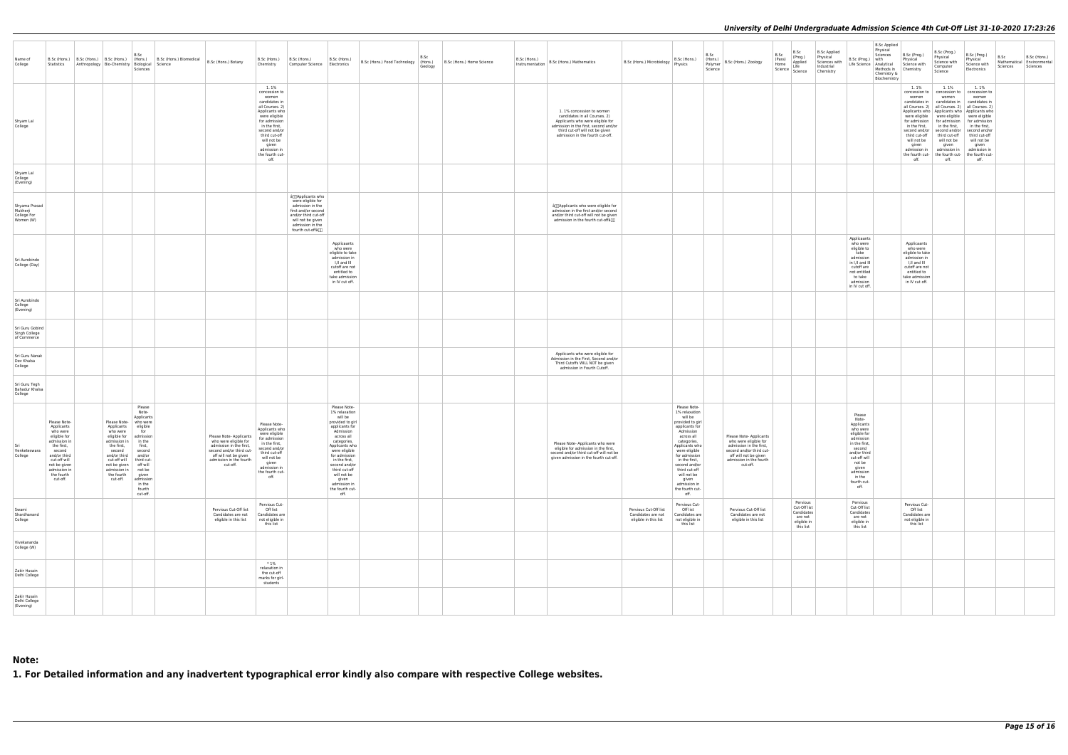| Name of College | B.Sc (Hons.) Statistics | B.Sc (Hons.) Anthropology | B.Sc (Hons.) Bio-Chemistry | B.Sc (Hons.) Biological Sciences | B.Sc (Hons.) Biomedical Science | B.Sc (Hons.) Botany | B.Sc (Hons.) Chemistry | B.Sc (Hons.) Computer Science | B.Sc (Hons.) Electronics | B.Sc (Hons.) Food Technology | B.Sc (Hons.) Geology | B.Sc (Hons.) Home Science | B.Sc (Hons.) Instrumentation | B.Sc (Hons.) Mathematics | B.Sc (Hons.) Microbiology | B.Sc (Hons.) Physics | B.Sc (Hons.) Polymer Science | B.Sc (Hons.) Zoology | B.Sc (Pass) Home Science | B.Sc (Prog.) Applied Life Science | B.Sc Applied Physical Sciences with Industrial Chemistry | B.Sc (Prog.) Life Science | B.Sc Applied Physical Sciences with Analytical Methods in Chemistry & Biochemistry | B.Sc (Prog.) Physical Science with Chemistry | B.Sc (Prog.) Physical Science with Computer Science | B.Sc (Prog.) Physical Science with Electronics | B.Sc Mathematical Sciences | B.Sc (Hons.) Environmental Sciences |
|---|---|---|---|---|---|---|---|---|---|---|---|---|---|---|---|---|---|---|---|---|---|---|---|---|---|---|---|---|
| Shyam Lal College | | | | | | | 1. 1% concession to women candidates in all Courses. 2) Applicants who were eligible for admission in the first, second and/or third cut-off will not be given admission in the fourth cut-off. | | | | | | | 1. 1% concession to women candidates in all Courses. 2) Applicants who were eligible for admission in the first, second and/or third cut-off will not be given admission in the fourth cut-off. | | | | | | | | | | 1. 1% concession to women candidates in all Courses. 2) Applicants who were eligible for admission in the first, second and/or third cut-off will not be given admission in the fourth cut-off. | 1. 1% concession to women candidates in all Courses. 2) Applicants who were eligible for admission in the first, second and/or third cut-off will not be given admission in the fourth cut-off. | 1. 1% concession to women candidates in all Courses. 2) Applicants who were eligible for admission in the first, second and/or third cut-off will not be given admission in the fourth cut-off. | | |
| Shyam Lal College (Evening) | | | | | | | | | | | | | | | | | | | | | | | | | | | | |
| Shyama Prasad Mukherji College For Women (W) | | | | | | | | â€œApplicants who were eligible for admission in the first and/or second and/or third cut-off will not be given admission in the fourth cut-offâ€ | | | | | | â€œApplicants who were eligible for admission in the first and/or second and/or third cut-off will not be given admission in the fourth cut-offâ€ | | | | | | | | | | | | | | |
| Sri Aurobindo College (Day) | | | | | | | | | Applicaants who were eligible to take admission in I,II and III cutoff are not entitled to take admission in IV cut off. | | | | | | | | | | | | | Applicaants who were eligible to take admission in I,II and III cutoff are not entitled to take admission in IV cut off. | | Applicaants who were eligible to take admission in I,II and III cutoff are not entitled to take admission in IV cut off. | | | | |
| Sri Aurobindo College (Evening) | | | | | | | | | | | | | | | | | | | | | | | | | | | | |
| Sri Guru Gobind Singh College of Commerce | | | | | | | | | | | | | | | | | | | | | | | | | | | | |
| Sri Guru Nanak Dev Khalsa College | | | | | | | | | | | | | | Applicants who were eligible for Admission in the First, Second and/or Third Cutoffs WILL NOT be given admission in Fourth Cutoff. | | | | | | | | | | | | | | |
| Sri Guru Tegh Bahadur Khalsa College | | | | | | | | | | | | | | | | | | | | | | | | | | | | |
| Sri Venkateswara College | Please Note- Applicants who were eligible for admission in the first, second and/or third cut-off will not be given admission in the fourth cut-off. | | Please Note- Applicants who were eligible for admission in the first, second and/or third cut-off will not be given admission in the fourth cut-off. | Please Note- Applicants who were eligible for admission in the first, second and/or third cut-off will not be given admission in the fourth cut-off. | | Please Note- Applicants who were eligible for admission in the first, second and/or third cut-off will not be given admission in the fourth cut-off. | Please Note- Applicants who were eligible for admission in the first, second and/or third cut-off will not be given admission in the fourth cut-off. | | Please Note- 1% relaxation will be provided to girl applicants for Admission across all categories. Applicants who were eligible for admission in the first, second and/or third cut-off will not be given admission in the fourth cut-off. | | | | | Please Note- Applicants who were eligible for admission in the first, second and/or third cut-off will not be given admission in the fourth cut-off. | | Please Note- 1% relaxation will be provided to girl applicants for Admission across all categories. Applicants who were eligible for admission in the first, second and/or third cut-off will not be given admission in the fourth cut-off. | | Please Note- Applicants who were eligible for admission in the first, second and/or third cut-off will not be given admission in the fourth cut-off. | | | | Please Note- Applicants who were eligible for admission in the first, second and/or third cut-off will not be given admission in the fourth cut-off. | | | | | | |
| Swami Shardhanand College | | | | | | Pervious Cut-Off list Candidates are not eligible in this list | Pervious Cut-Off list Candidates are not eligible in this list | | | | | | | | Pervious Cut-Off list Candidates are not eligible in this list | Pervious Cut-Off list Candidates are not eligible in this list | | Pervious Cut-Off list Candidates are not eligible in this list | | Pervious Cut-Off list Candidates are not eligible in this list | | Pervious Cut-Off list Candidates are not eligible in this list | | Pervious Cut-Off list Candidates are not eligible in this list | | | | |
| Vivekananda College (W) | | | | | | | | | | | | | | | | | | | | | | | | | | | | |
| Zakir Husain Delhi College | | | | | | | * 1% relaxation in the cut-off marks for girl-students | | | | | | | | | | | | | | | | | | | | | |
| Zakir Husain Delhi College (Evening) | | | | | | | | | | | | | | | | | | | | | | | | | | | | |

## Note:

**1. For Detailed information and any inadvertent typographical error kindly also compare with respective College websites.**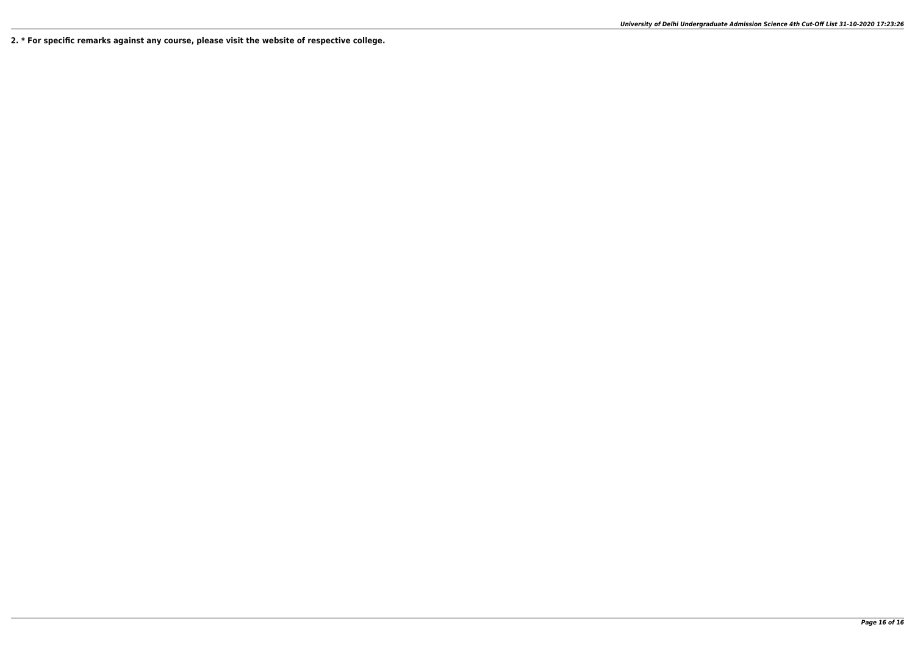**2. * For specific remarks against any course, please visit the website of respective college.**